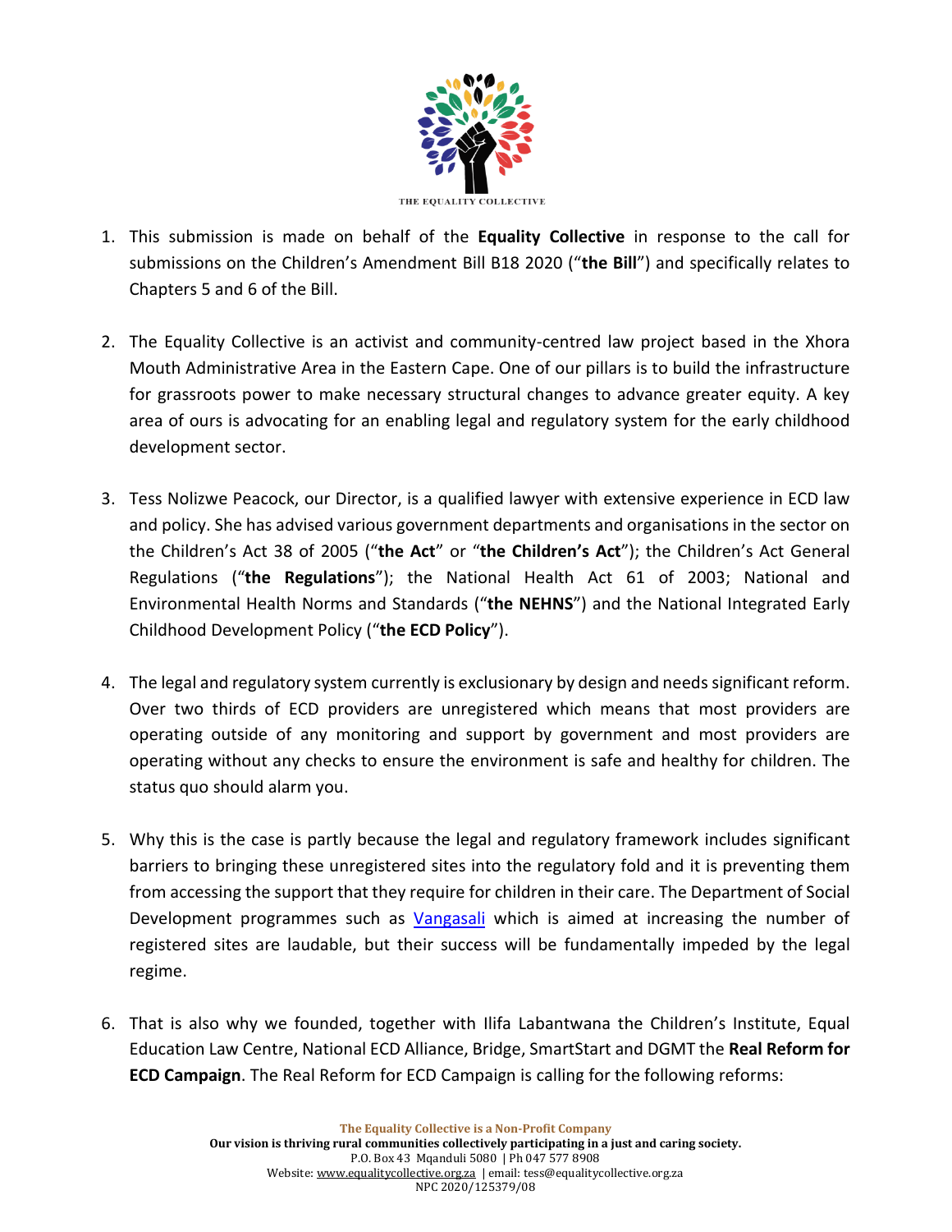THE EQUALITY COLLECTIVE

1. This submission is made on behalf of the **Equality Collective** in response to the call for submissions on the Children's Amendment Bill B18 2020 ("**the Bill**") and specifically relates to Chapters 5 and 6 of the Bill.

2. The Equality Collective is an activist and community-centred law project based in the Xhora Mouth Administrative Area in the Eastern Cape. One of our pillars is to build the infrastructure for grassroots power to make necessary structural changes to advance greater equity. A key area of ours is advocating for an enabling legal and regulatory system for the early childhood development sector.

3. Tess Nolizwe Peacock, our Director, is a qualified lawyer with extensive experience in ECD law and policy. She has advised various government departments and organisations in the sector on the Children's Act 38 of 2005 ("**the Act**" or "**the Children's Act**"); the Children's Act General Regulations ("**the Regulations**"); the National Health Act 61 of 2003; National and Environmental Health Norms and Standards ("**the NEHNS**") and the National Integrated Early Childhood Development Policy ("**the ECD Policy**").

4. The legal and regulatory system currently is exclusionary by design and needs significant reform. Over two thirds of ECD providers are unregistered which means that most providers are operating outside of any monitoring and support by government and most providers are operating without any checks to ensure the environment is safe and healthy for children. The status quo should alarm you.

5. Why this is the case is partly because the legal and regulatory framework includes significant barriers to bringing these unregistered sites into the regulatory fold and it is preventing them from accessing the support that they require for children in their care. The Department of Social Development programmes such as Vangasali which is aimed at increasing the number of registered sites are laudable, but their success will be fundamentally impeded by the legal regime.

6. That is also why we founded, together with Ilifa Labantwana the Children's Institute, Equal Education Law Centre, National ECD Alliance, Bridge, SmartStart and DGMT the **Real Reform for ECD Campaign**. The Real Reform for ECD Campaign is calling for the following reforms:

The Equality Collective is a Non-Profit Company
Our vision is thriving rural communities collectively participating in a just and caring society.
P.O. Box 43 Mqanduli 5080 | Ph 047 577 8908
Website: www.equalitycollective.org.za | email: tess@equalitycollective.org.za
NPC 2020/125379/08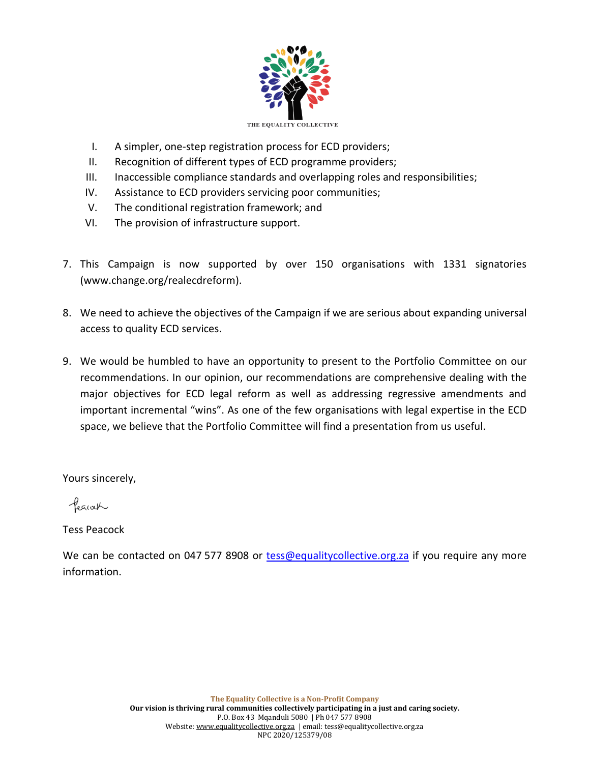I. A simpler, one-step registration process for ECD providers;
II. Recognition of different types of ECD programme providers;
III. Inaccessible compliance standards and overlapping roles and responsibilities;
IV. Assistance to ECD providers servicing poor communities;
V. The conditional registration framework; and
VI. The provision of infrastructure support.

7. This Campaign is now supported by over 150 organisations with 1331 signatories (www.change.org/realecdreform).

8. We need to achieve the objectives of the Campaign if we are serious about expanding universal access to quality ECD services.

9. We would be humbled to have an opportunity to present to the Portfolio Committee on our recommendations. In our opinion, our recommendations are comprehensive dealing with the major objectives for ECD legal reform as well as addressing regressive amendments and important incremental "wins". As one of the few organisations with legal expertise in the ECD space, we believe that the Portfolio Committee will find a presentation from us useful.

Yours sincerely,

Peacock

Tess Peacock

We can be contacted on 047 577 8908 or tess@equalitycollective.org.za if you require any more information.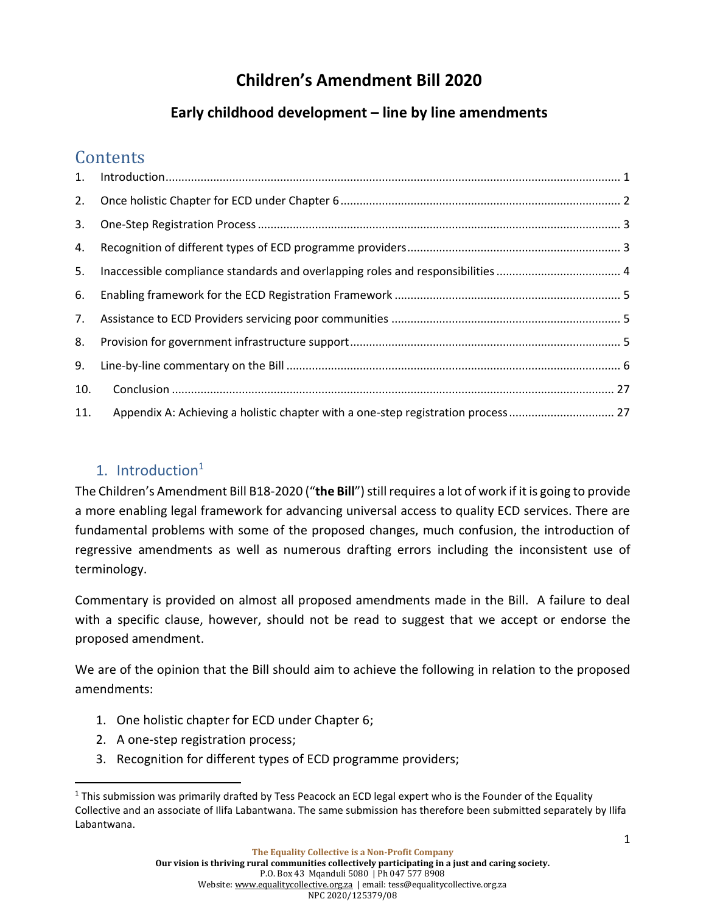# Children's Amendment Bill 2020

## Early childhood development – line by line amendments

## Contents

1. Introduction ..... 1
2. Once holistic Chapter for ECD under Chapter 6 ..... 2
3. One-Step Registration Process ..... 3
4. Recognition of different types of ECD programme providers ..... 3
5. Inaccessible compliance standards and overlapping roles and responsibilities ..... 4
6. Enabling framework for the ECD Registration Framework ..... 5
7. Assistance to ECD Providers servicing poor communities ..... 5
8. Provision for government infrastructure support ..... 5
9. Line-by-line commentary on the Bill ..... 6
10. Conclusion ..... 27
11. Appendix A: Achieving a holistic chapter with a one-step registration process ..... 27

## 1. Introduction[1]

The Children's Amendment Bill B18-2020 ("**the Bill**") still requires a lot of work if it is going to provide a more enabling legal framework for advancing universal access to quality ECD services. There are fundamental problems with some of the proposed changes, much confusion, the introduction of regressive amendments as well as numerous drafting errors including the inconsistent use of terminology.

Commentary is provided on almost all proposed amendments made in the Bill. A failure to deal with a specific clause, however, should not be read to suggest that we accept or endorse the proposed amendment.

We are of the opinion that the Bill should aim to achieve the following in relation to the proposed amendments:

1. One holistic chapter for ECD under Chapter 6;
2. A one-step registration process;
3. Recognition for different types of ECD programme providers;

[1] This submission was primarily drafted by Tess Peacock an ECD legal expert who is the Founder of the Equality Collective and an associate of Ilifa Labantwana. The same submission has therefore been submitted separately by Ilifa Labantwana.

**The Equality Collective is a Non-Profit Company**
**Our vision is thriving rural communities collectively participating in a just and caring society.**
P.O. Box 43 Mqanduli 5080 | Ph 047 577 8908
Website: www.equalitycollective.org.za | email: tess@equalitycollective.org.za
NPC 2020/125379/08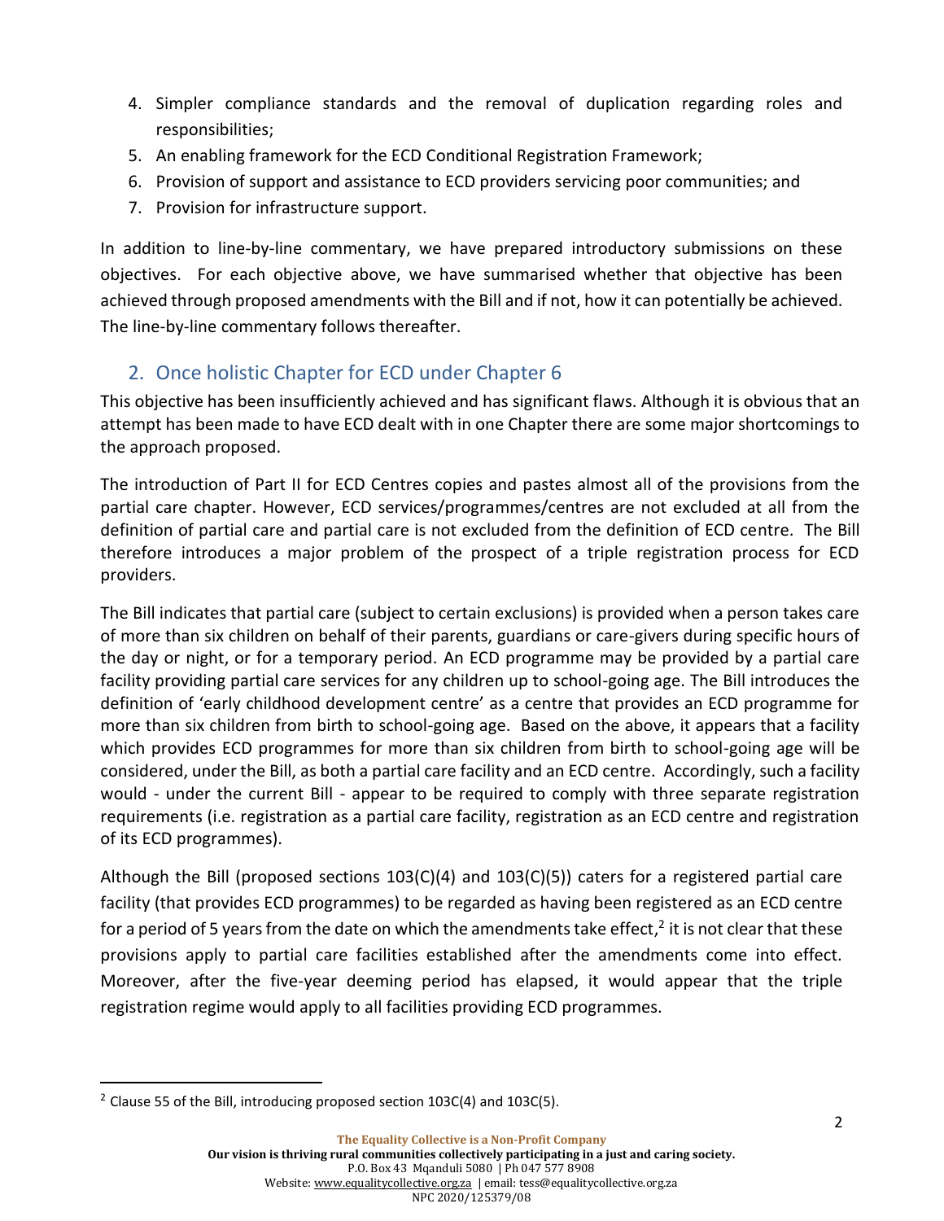4. Simpler compliance standards and the removal of duplication regarding roles and responsibilities;
5. An enabling framework for the ECD Conditional Registration Framework;
6. Provision of support and assistance to ECD providers servicing poor communities; and
7. Provision for infrastructure support.

In addition to line-by-line commentary, we have prepared introductory submissions on these objectives. For each objective above, we have summarised whether that objective has been achieved through proposed amendments with the Bill and if not, how it can potentially be achieved. The line-by-line commentary follows thereafter.

## 2. Once holistic Chapter for ECD under Chapter 6

This objective has been insufficiently achieved and has significant flaws. Although it is obvious that an attempt has been made to have ECD dealt with in one Chapter there are some major shortcomings to the approach proposed.

The introduction of Part II for ECD Centres copies and pastes almost all of the provisions from the partial care chapter. However, ECD services/programmes/centres are not excluded at all from the definition of partial care and partial care is not excluded from the definition of ECD centre. The Bill therefore introduces a major problem of the prospect of a triple registration process for ECD providers.

The Bill indicates that partial care (subject to certain exclusions) is provided when a person takes care of more than six children on behalf of their parents, guardians or care-givers during specific hours of the day or night, or for a temporary period. An ECD programme may be provided by a partial care facility providing partial care services for any children up to school-going age. The Bill introduces the definition of 'early childhood development centre' as a centre that provides an ECD programme for more than six children from birth to school-going age. Based on the above, it appears that a facility which provides ECD programmes for more than six children from birth to school-going age will be considered, under the Bill, as both a partial care facility and an ECD centre. Accordingly, such a facility would - under the current Bill - appear to be required to comply with three separate registration requirements (i.e. registration as a partial care facility, registration as an ECD centre and registration of its ECD programmes).

Although the Bill (proposed sections 103(C)(4) and 103(C)(5)) caters for a registered partial care facility (that provides ECD programmes) to be regarded as having been registered as an ECD centre for a period of 5 years from the date on which the amendments take effect,[2] it is not clear that these provisions apply to partial care facilities established after the amendments come into effect. Moreover, after the five-year deeming period has elapsed, it would appear that the triple registration regime would apply to all facilities providing ECD programmes.

[2] Clause 55 of the Bill, introducing proposed section 103C(4) and 103C(5).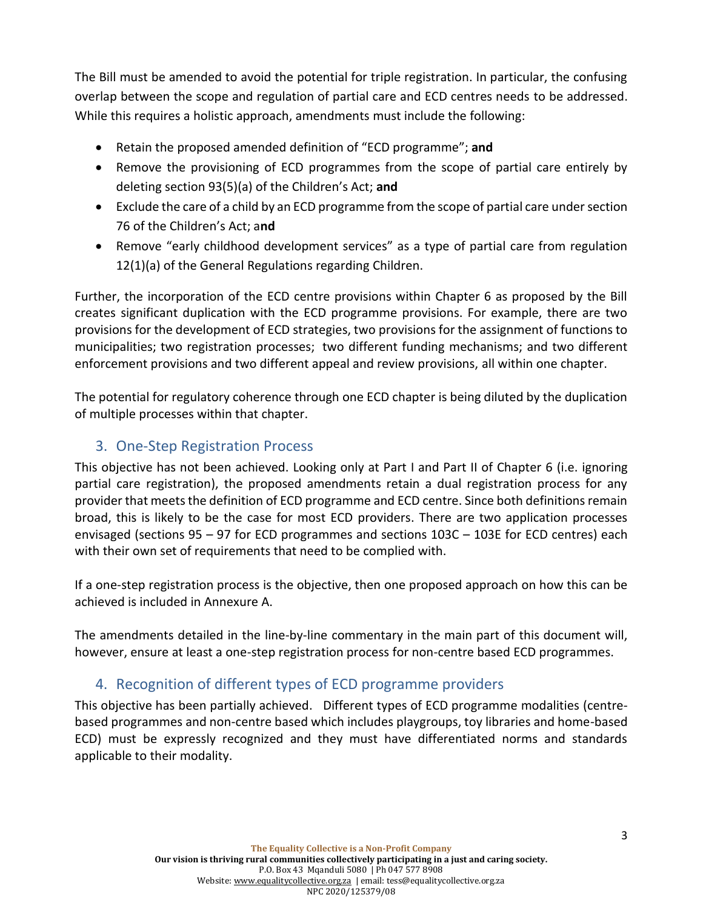The Bill must be amended to avoid the potential for triple registration. In particular, the confusing overlap between the scope and regulation of partial care and ECD centres needs to be addressed. While this requires a holistic approach, amendments must include the following:

- Retain the proposed amended definition of "ECD programme"; **and**
- Remove the provisioning of ECD programmes from the scope of partial care entirely by deleting section 93(5)(a) of the Children's Act; **and**
- Exclude the care of a child by an ECD programme from the scope of partial care under section 76 of the Children's Act; a**nd**
- Remove "early childhood development services" as a type of partial care from regulation 12(1)(a) of the General Regulations regarding Children.

Further, the incorporation of the ECD centre provisions within Chapter 6 as proposed by the Bill creates significant duplication with the ECD programme provisions. For example, there are two provisions for the development of ECD strategies, two provisions for the assignment of functions to municipalities; two registration processes; two different funding mechanisms; and two different enforcement provisions and two different appeal and review provisions, all within one chapter.

The potential for regulatory coherence through one ECD chapter is being diluted by the duplication of multiple processes within that chapter.

## 3. One-Step Registration Process

This objective has not been achieved. Looking only at Part I and Part II of Chapter 6 (i.e. ignoring partial care registration), the proposed amendments retain a dual registration process for any provider that meets the definition of ECD programme and ECD centre. Since both definitions remain broad, this is likely to be the case for most ECD providers. There are two application processes envisaged (sections 95 – 97 for ECD programmes and sections 103C – 103E for ECD centres) each with their own set of requirements that need to be complied with.

If a one-step registration process is the objective, then one proposed approach on how this can be achieved is included in Annexure A.

The amendments detailed in the line-by-line commentary in the main part of this document will, however, ensure at least a one-step registration process for non-centre based ECD programmes.

## 4. Recognition of different types of ECD programme providers

This objective has been partially achieved. Different types of ECD programme modalities (centre-based programmes and non-centre based which includes playgroups, toy libraries and home-based ECD) must be expressly recognized and they must have differentiated norms and standards applicable to their modality.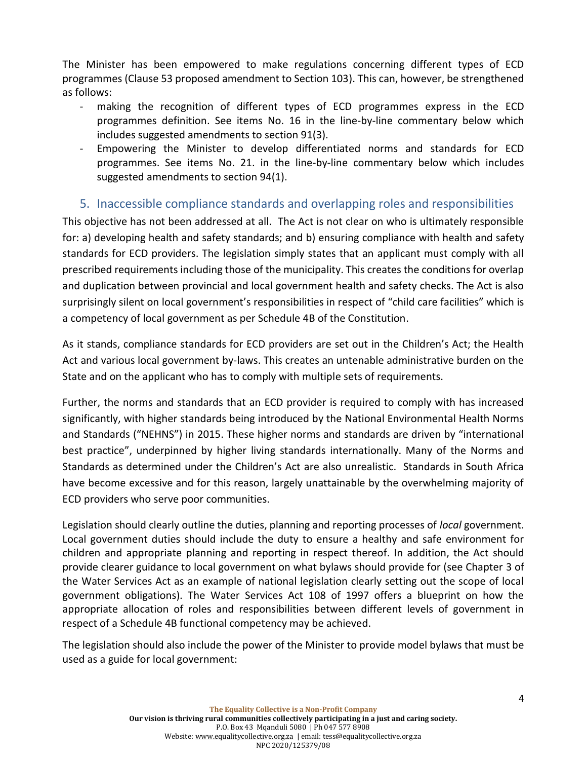The Minister has been empowered to make regulations concerning different types of ECD programmes (Clause 53 proposed amendment to Section 103). This can, however, be strengthened as follows:

- making the recognition of different types of ECD programmes express in the ECD programmes definition. See items No. 16 in the line-by-line commentary below which includes suggested amendments to section 91(3).
- Empowering the Minister to develop differentiated norms and standards for ECD programmes. See items No. 21. in the line-by-line commentary below which includes suggested amendments to section 94(1).

## 5. Inaccessible compliance standards and overlapping roles and responsibilities

This objective has not been addressed at all. The Act is not clear on who is ultimately responsible for: a) developing health and safety standards; and b) ensuring compliance with health and safety standards for ECD providers. The legislation simply states that an applicant must comply with all prescribed requirements including those of the municipality. This creates the conditions for overlap and duplication between provincial and local government health and safety checks. The Act is also surprisingly silent on local government's responsibilities in respect of "child care facilities" which is a competency of local government as per Schedule 4B of the Constitution.

As it stands, compliance standards for ECD providers are set out in the Children's Act; the Health Act and various local government by-laws. This creates an untenable administrative burden on the State and on the applicant who has to comply with multiple sets of requirements.

Further, the norms and standards that an ECD provider is required to comply with has increased significantly, with higher standards being introduced by the National Environmental Health Norms and Standards ("NEHNS") in 2015. These higher norms and standards are driven by "international best practice", underpinned by higher living standards internationally. Many of the Norms and Standards as determined under the Children's Act are also unrealistic. Standards in South Africa have become excessive and for this reason, largely unattainable by the overwhelming majority of ECD providers who serve poor communities.

Legislation should clearly outline the duties, planning and reporting processes of *local* government. Local government duties should include the duty to ensure a healthy and safe environment for children and appropriate planning and reporting in respect thereof. In addition, the Act should provide clearer guidance to local government on what bylaws should provide for (see Chapter 3 of the Water Services Act as an example of national legislation clearly setting out the scope of local government obligations). The Water Services Act 108 of 1997 offers a blueprint on how the appropriate allocation of roles and responsibilities between different levels of government in respect of a Schedule 4B functional competency may be achieved.

The legislation should also include the power of the Minister to provide model bylaws that must be used as a guide for local government: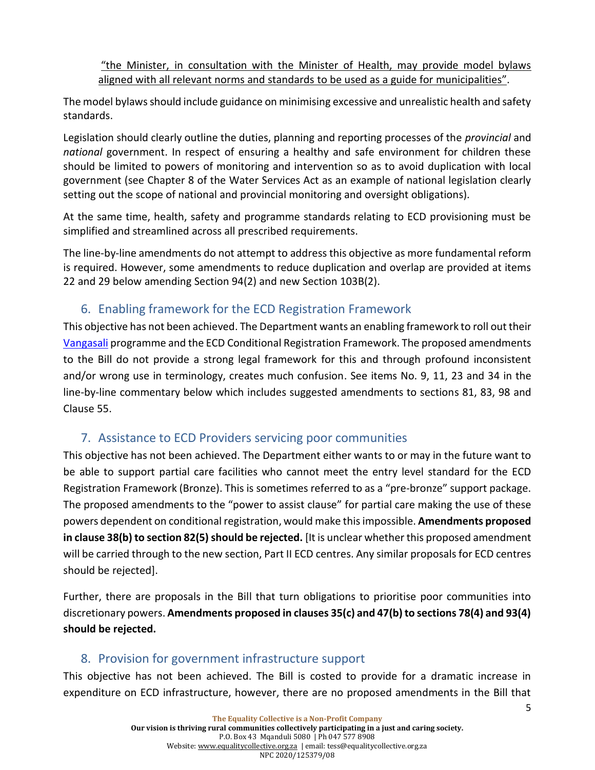"the Minister, in consultation with the Minister of Health, may provide model bylaws aligned with all relevant norms and standards to be used as a guide for municipalities".

The model bylaws should include guidance on minimising excessive and unrealistic health and safety standards.

Legislation should clearly outline the duties, planning and reporting processes of the *provincial* and *national* government. In respect of ensuring a healthy and safe environment for children these should be limited to powers of monitoring and intervention so as to avoid duplication with local government (see Chapter 8 of the Water Services Act as an example of national legislation clearly setting out the scope of national and provincial monitoring and oversight obligations).

At the same time, health, safety and programme standards relating to ECD provisioning must be simplified and streamlined across all prescribed requirements.

The line-by-line amendments do not attempt to address this objective as more fundamental reform is required. However, some amendments to reduce duplication and overlap are provided at items 22 and 29 below amending Section 94(2) and new Section 103B(2).

## 6. Enabling framework for the ECD Registration Framework

This objective has not been achieved. The Department wants an enabling framework to roll out their Vangasali programme and the ECD Conditional Registration Framework. The proposed amendments to the Bill do not provide a strong legal framework for this and through profound inconsistent and/or wrong use in terminology, creates much confusion. See items No. 9, 11, 23 and 34 in the line-by-line commentary below which includes suggested amendments to sections 81, 83, 98 and Clause 55.

## 7. Assistance to ECD Providers servicing poor communities

This objective has not been achieved. The Department either wants to or may in the future want to be able to support partial care facilities who cannot meet the entry level standard for the ECD Registration Framework (Bronze). This is sometimes referred to as a "pre-bronze" support package. The proposed amendments to the "power to assist clause" for partial care making the use of these powers dependent on conditional registration, would make this impossible. **Amendments proposed in clause 38(b) to section 82(5) should be rejected.** [It is unclear whether this proposed amendment will be carried through to the new section, Part II ECD centres. Any similar proposals for ECD centres should be rejected].

Further, there are proposals in the Bill that turn obligations to prioritise poor communities into discretionary powers. **Amendments proposed in clauses 35(c) and 47(b) to sections 78(4) and 93(4) should be rejected.**

## 8. Provision for government infrastructure support

This objective has not been achieved. The Bill is costed to provide for a dramatic increase in expenditure on ECD infrastructure, however, there are no proposed amendments in the Bill that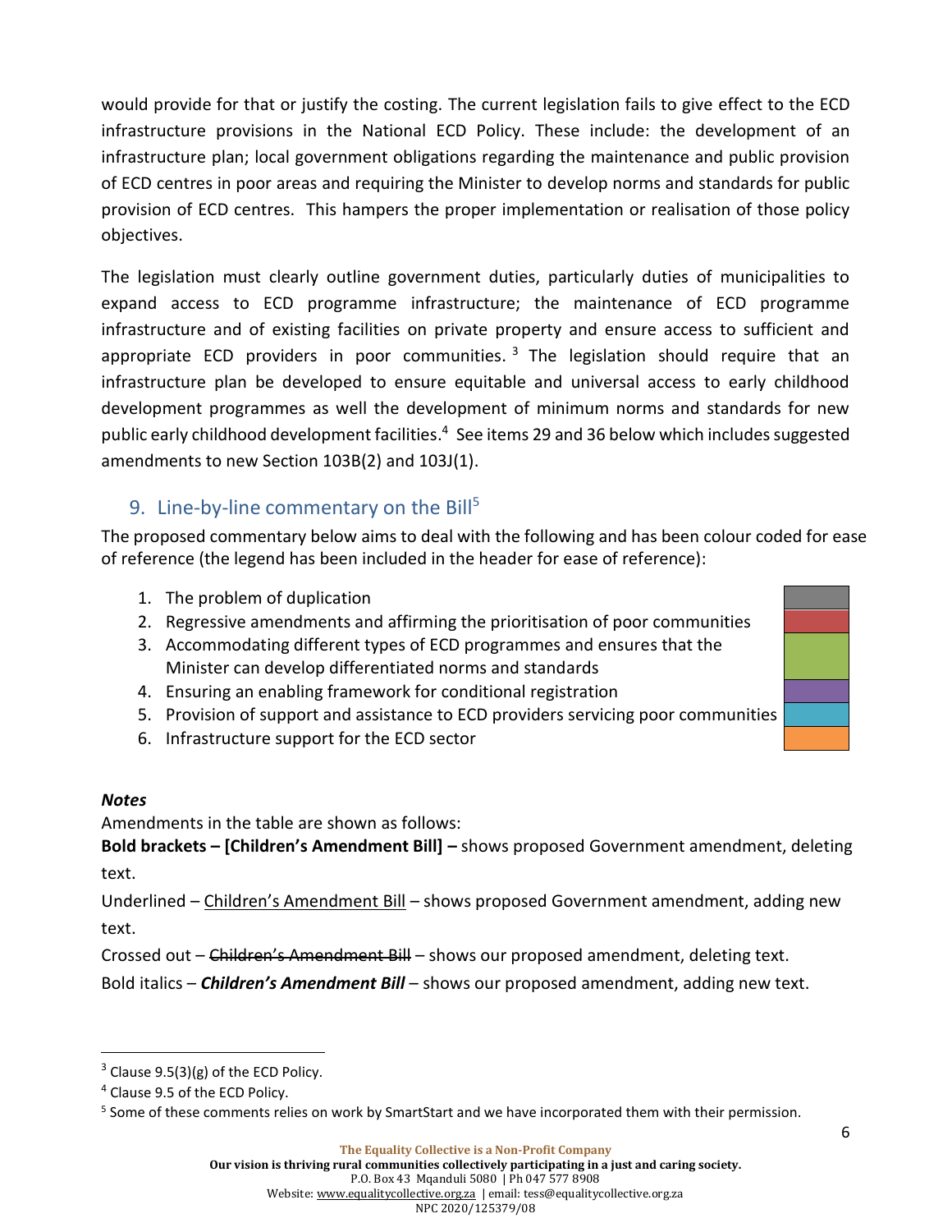would provide for that or justify the costing. The current legislation fails to give effect to the ECD infrastructure provisions in the National ECD Policy. These include: the development of an infrastructure plan; local government obligations regarding the maintenance and public provision of ECD centres in poor areas and requiring the Minister to develop norms and standards for public provision of ECD centres. This hampers the proper implementation or realisation of those policy objectives.

The legislation must clearly outline government duties, particularly duties of municipalities to expand access to ECD programme infrastructure; the maintenance of ECD programme infrastructure and of existing facilities on private property and ensure access to sufficient and appropriate ECD providers in poor communities.[3] The legislation should require that an infrastructure plan be developed to ensure equitable and universal access to early childhood development programmes as well the development of minimum norms and standards for new public early childhood development facilities.[4] See items 29 and 36 below which includes suggested amendments to new Section 103B(2) and 103J(1).

## 9. Line-by-line commentary on the Bill[5]

The proposed commentary below aims to deal with the following and has been colour coded for ease of reference (the legend has been included in the header for ease of reference):

1. The problem of duplication
2. Regressive amendments and affirming the prioritisation of poor communities
3. Accommodating different types of ECD programmes and ensures that the Minister can develop differentiated norms and standards
4. Ensuring an enabling framework for conditional registration
5. Provision of support and assistance to ECD providers servicing poor communities
6. Infrastructure support for the ECD sector

***Notes***

Amendments in the table are shown as follows:

**Bold brackets – [Children's Amendment Bill] –** shows proposed Government amendment, deleting text.

Underlined – <u>Children's Amendment Bill</u> – shows proposed Government amendment, adding new text.

Crossed out – ~~Children's Amendment Bill~~ – shows our proposed amendment, deleting text.

Bold italics – ***Children's Amendment Bill*** – shows our proposed amendment, adding new text.

---

[3] Clause 9.5(3)(g) of the ECD Policy.

[4] Clause 9.5 of the ECD Policy.

[5] Some of these comments relies on work by SmartStart and we have incorporated them with their permission.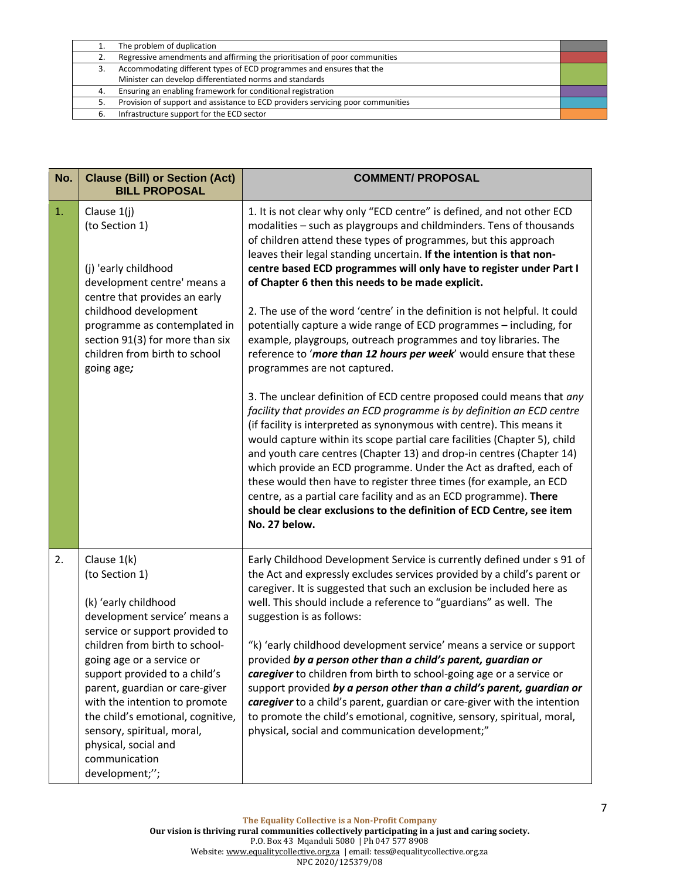| | | |
|---|---|---|
| 1. | The problem of duplication | |
| 2. | Regressive amendments and affirming the prioritisation of poor communities | |
| 3. | Accommodating different types of ECD programmes and ensures that the Minister can develop differentiated norms and standards | |
| 4. | Ensuring an enabling framework for conditional registration | |
| 5. | Provision of support and assistance to ECD providers servicing poor communities | |
| 6. | Infrastructure support for the ECD sector | |

| No. | Clause (Bill) or Section (Act) BILL PROPOSAL | COMMENT/ PROPOSAL |
|---|---|---|
| 1. | Clause 1(j) (to Section 1)<br><br>(j) 'early childhood development centre' means a centre that provides an early childhood development programme as contemplated in section 91(3) for more than six children from birth to school going age*;* | 1. It is not clear why only "ECD centre" is defined, and not other ECD modalities – such as playgroups and childminders. Tens of thousands of children attend these types of programmes, but this approach leaves their legal standing uncertain. **If the intention is that non-centre based ECD programmes will only have to register under Part I of Chapter 6 then this needs to be made explicit.**<br><br>2. The use of the word 'centre' in the definition is not helpful. It could potentially capture a wide range of ECD programmes – including, for example, playgroups, outreach programmes and toy libraries. The reference to '***more than 12 hours per week***' would ensure that these programmes are not captured.<br><br>3. The unclear definition of ECD centre proposed could means that *any facility that provides an ECD programme is by definition an ECD centre* (if facility is interpreted as synonymous with centre). This means it would capture within its scope partial care facilities (Chapter 5), child and youth care centres (Chapter 13) and drop-in centres (Chapter 14) which provide an ECD programme. Under the Act as drafted, each of these would then have to register three times (for example, an ECD centre, as a partial care facility and as an ECD programme). **There should be clear exclusions to the definition of ECD Centre, see item No. 27 below.** |
| 2. | Clause 1(k) (to Section 1)<br><br>(k) 'early childhood development service' means a service or support provided to children from birth to school-going age or a service or support provided to a child's parent, guardian or care-giver with the intention to promote the child's emotional, cognitive, sensory, spiritual, moral, physical, social and communication development;''; | Early Childhood Development Service is currently defined under s 91 of the Act and expressly excludes services provided by a child's parent or caregiver. It is suggested that such an exclusion be included here as well. This should include a reference to "guardians" as well. The suggestion is as follows:<br><br>"k) 'early childhood development service' means a service or support provided ***by a person other than a child's parent, guardian or caregiver*** to children from birth to school-going age or a service or support provided ***by a person other than a child's parent, guardian or caregiver*** to a child's parent, guardian or care-giver with the intention to promote the child's emotional, cognitive, sensory, spiritual, moral, physical, social and communication development;" |

**The Equality Collective is a Non-Profit Company**
**Our vision is thriving rural communities collectively participating in a just and caring society.**
P.O. Box 43 Mqanduli 5080 | Ph 047 577 8908
Website: www.equalitycollective.org.za | email: tess@equalitycollective.org.za
NPC 2020/125379/08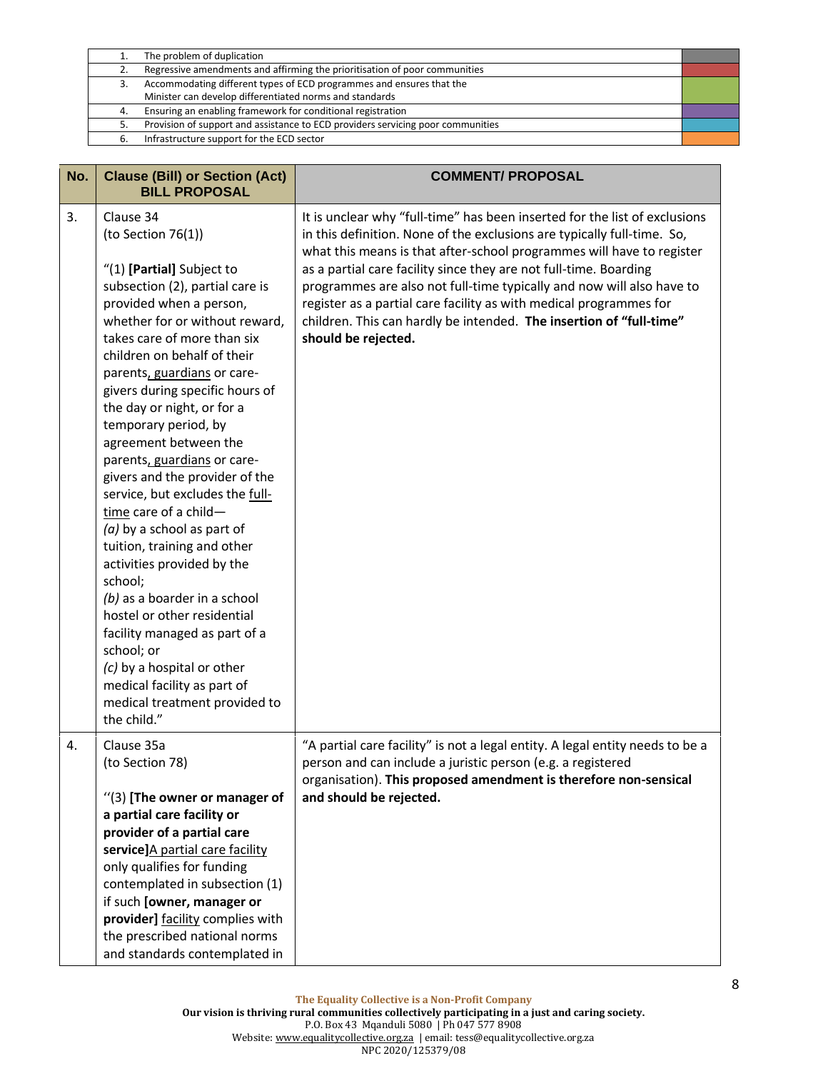| | | |
|---|---|---|
| 1. | The problem of duplication | |
| 2. | Regressive amendments and affirming the prioritisation of poor communities | |
| 3. | Accommodating different types of ECD programmes and ensures that the Minister can develop differentiated norms and standards | |
| 4. | Ensuring an enabling framework for conditional registration | |
| 5. | Provision of support and assistance to ECD providers servicing poor communities | |
| 6. | Infrastructure support for the ECD sector | |

| No. | Clause (Bill) or Section (Act) BILL PROPOSAL | COMMENT/ PROPOSAL |
|---|---|---|
| 3. | Clause 34<br>(to Section 76(1))<br><br>"(1) **[Partial]** Subject to subsection (2), partial care is provided when a person, whether for or without reward, takes care of more than six children on behalf of their parents<u>, guardians</u> or care-givers during specific hours of the day or night, or for a temporary period, by agreement between the parents<u>, guardians</u> or care-givers and the provider of the service, but excludes the <u>full-time</u> care of a child—<br>*(a)* by a school as part of tuition, training and other activities provided by the school;<br>*(b)* as a boarder in a school hostel or other residential facility managed as part of a school; or<br>*(c)* by a hospital or other medical facility as part of medical treatment provided to the child." | It is unclear why "full-time" has been inserted for the list of exclusions in this definition. None of the exclusions are typically full-time. So, what this means is that after-school programmes will have to register as a partial care facility since they are not full-time. Boarding programmes are also not full-time typically and now will also have to register as a partial care facility as with medical programmes for children. This can hardly be intended. **The insertion of "full-time" should be rejected.** |
| 4. | Clause 35a<br>(to Section 78)<br><br>''(3) **[The owner or manager of a partial care facility or provider of a partial care service]**<u>A partial care facility</u> only qualifies for funding contemplated in subsection (1) if such **[owner, manager or provider]** <u>facility</u> complies with the prescribed national norms and standards contemplated in | "A partial care facility" is not a legal entity. A legal entity needs to be a person and can include a juristic person (e.g. a registered organisation). **This proposed amendment is therefore non-sensical and should be rejected.** |

**The Equality Collective is a Non-Profit Company**
**Our vision is thriving rural communities collectively participating in a just and caring society.**
P.O. Box 43 Mqanduli 5080 | Ph 047 577 8908
Website: www.equalitycollective.org.za | email: tess@equalitycollective.org.za
NPC 2020/125379/08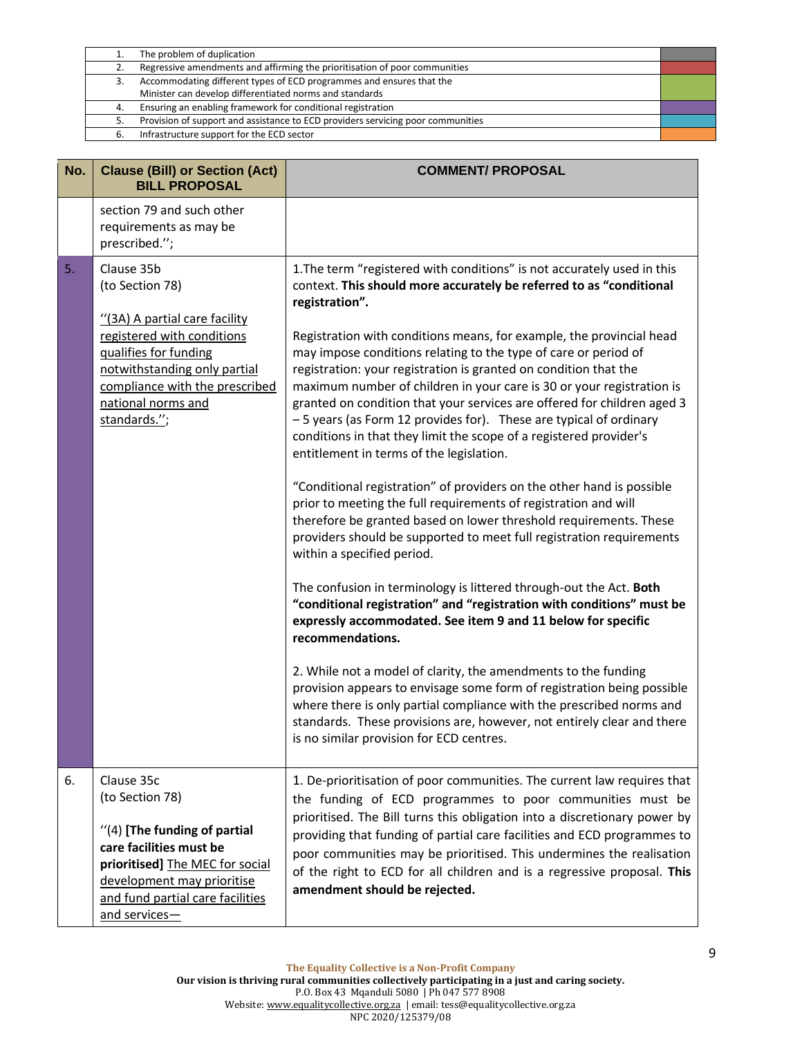| | | |
|---|---|---|
| 1. | The problem of duplication | |
| 2. | Regressive amendments and affirming the prioritisation of poor communities | |
| 3. | Accommodating different types of ECD programmes and ensures that the Minister can develop differentiated norms and standards | |
| 4. | Ensuring an enabling framework for conditional registration | |
| 5. | Provision of support and assistance to ECD providers servicing poor communities | |
| 6. | Infrastructure support for the ECD sector | |

| No. | Clause (Bill) or Section (Act) BILL PROPOSAL | COMMENT/ PROPOSAL |
|---|---|---|
| | section 79 and such other requirements as may be prescribed.''; | |
| 5. | Clause 35b (to Section 78)<br><br>''(3A) A partial care facility registered with conditions qualifies for funding notwithstanding only partial compliance with the prescribed national norms and standards.''; | 1.The term "registered with conditions" is not accurately used in this context. **This should more accurately be referred to as "conditional registration".**<br><br>Registration with conditions means, for example, the provincial head may impose conditions relating to the type of care or period of registration: your registration is granted on condition that the maximum number of children in your care is 30 or your registration is granted on condition that your services are offered for children aged 3 – 5 years (as Form 12 provides for). These are typical of ordinary conditions in that they limit the scope of a registered provider's entitlement in terms of the legislation.<br><br>"Conditional registration" of providers on the other hand is possible prior to meeting the full requirements of registration and will therefore be granted based on lower threshold requirements. These providers should be supported to meet full registration requirements within a specified period.<br><br>The confusion in terminology is littered through-out the Act. **Both "conditional registration" and "registration with conditions" must be expressly accommodated. See item 9 and 11 below for specific recommendations.**<br><br>2. While not a model of clarity, the amendments to the funding provision appears to envisage some form of registration being possible where there is only partial compliance with the prescribed norms and standards. These provisions are, however, not entirely clear and there is no similar provision for ECD centres. |
| 6. | Clause 35c (to Section 78)<br><br>''(4) **[The funding of partial care facilities must be prioritised]** The MEC for social development may prioritise and fund partial care facilities and services— | 1. De-prioritisation of poor communities. The current law requires that the funding of ECD programmes to poor communities must be prioritised. The Bill turns this obligation into a discretionary power by providing that funding of partial care facilities and ECD programmes to poor communities may be prioritised. This undermines the realisation of the right to ECD for all children and is a regressive proposal. **This amendment should be rejected.** |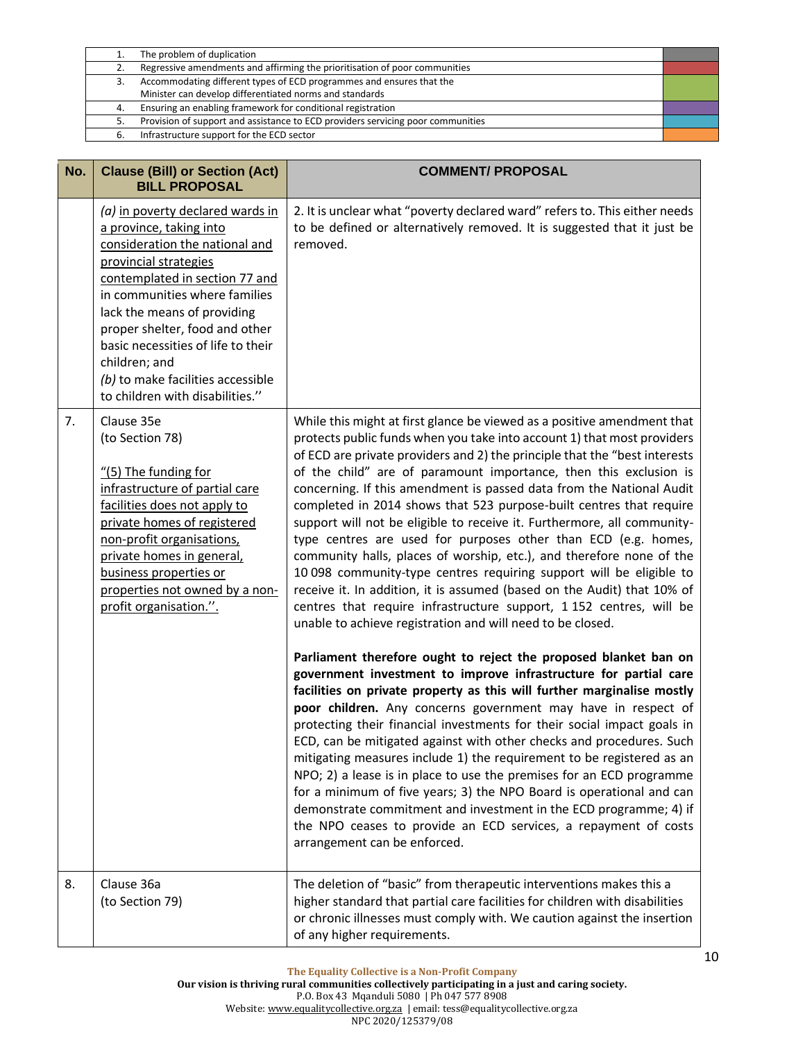| | | |
|---|---|---|
| 1. | The problem of duplication | |
| 2. | Regressive amendments and affirming the prioritisation of poor communities | |
| 3. | Accommodating different types of ECD programmes and ensures that the Minister can develop differentiated norms and standards | |
| 4. | Ensuring an enabling framework for conditional registration | |
| 5. | Provision of support and assistance to ECD providers servicing poor communities | |
| 6. | Infrastructure support for the ECD sector | |

| No. | Clause (Bill) or Section (Act) BILL PROPOSAL | COMMENT/ PROPOSAL |
|---|---|---|
| | *(a)* <u>in poverty declared wards in a province, taking into consideration the national and provincial strategies contemplated in section 77 and</u> in communities where families lack the means of providing proper shelter, food and other basic necessities of life to their children; and<br>*(b)* to make facilities accessible to children with disabilities.'' | 2. It is unclear what "poverty declared ward" refers to. This either needs to be defined or alternatively removed. It is suggested that it just be removed. |
| 7. | Clause 35e<br>(to Section 78)<br><br><u>"(5) The funding for infrastructure of partial care facilities does not apply to private homes of registered non-profit organisations, private homes in general, business properties or properties not owned by a non-profit organisation.''.</u> | While this might at first glance be viewed as a positive amendment that protects public funds when you take into account 1) that most providers of ECD are private providers and 2) the principle that the "best interests of the child" are of paramount importance, then this exclusion is concerning. If this amendment is passed data from the National Audit completed in 2014 shows that 523 purpose-built centres that require support will not be eligible to receive it. Furthermore, all community-type centres are used for purposes other than ECD (e.g. homes, community halls, places of worship, etc.), and therefore none of the 10 098 community-type centres requiring support will be eligible to receive it. In addition, it is assumed (based on the Audit) that 10% of centres that require infrastructure support, 1 152 centres, will be unable to achieve registration and will need to be closed.<br><br>**Parliament therefore ought to reject the proposed blanket ban on government investment to improve infrastructure for partial care facilities on private property as this will further marginalise mostly poor children.** Any concerns government may have in respect of protecting their financial investments for their social impact goals in ECD, can be mitigated against with other checks and procedures. Such mitigating measures include 1) the requirement to be registered as an NPO; 2) a lease is in place to use the premises for an ECD programme for a minimum of five years; 3) the NPO Board is operational and can demonstrate commitment and investment in the ECD programme; 4) if the NPO ceases to provide an ECD services, a repayment of costs arrangement can be enforced. |
| 8. | Clause 36a<br>(to Section 79) | The deletion of "basic" from therapeutic interventions makes this a higher standard that partial care facilities for children with disabilities or chronic illnesses must comply with. We caution against the insertion of any higher requirements. |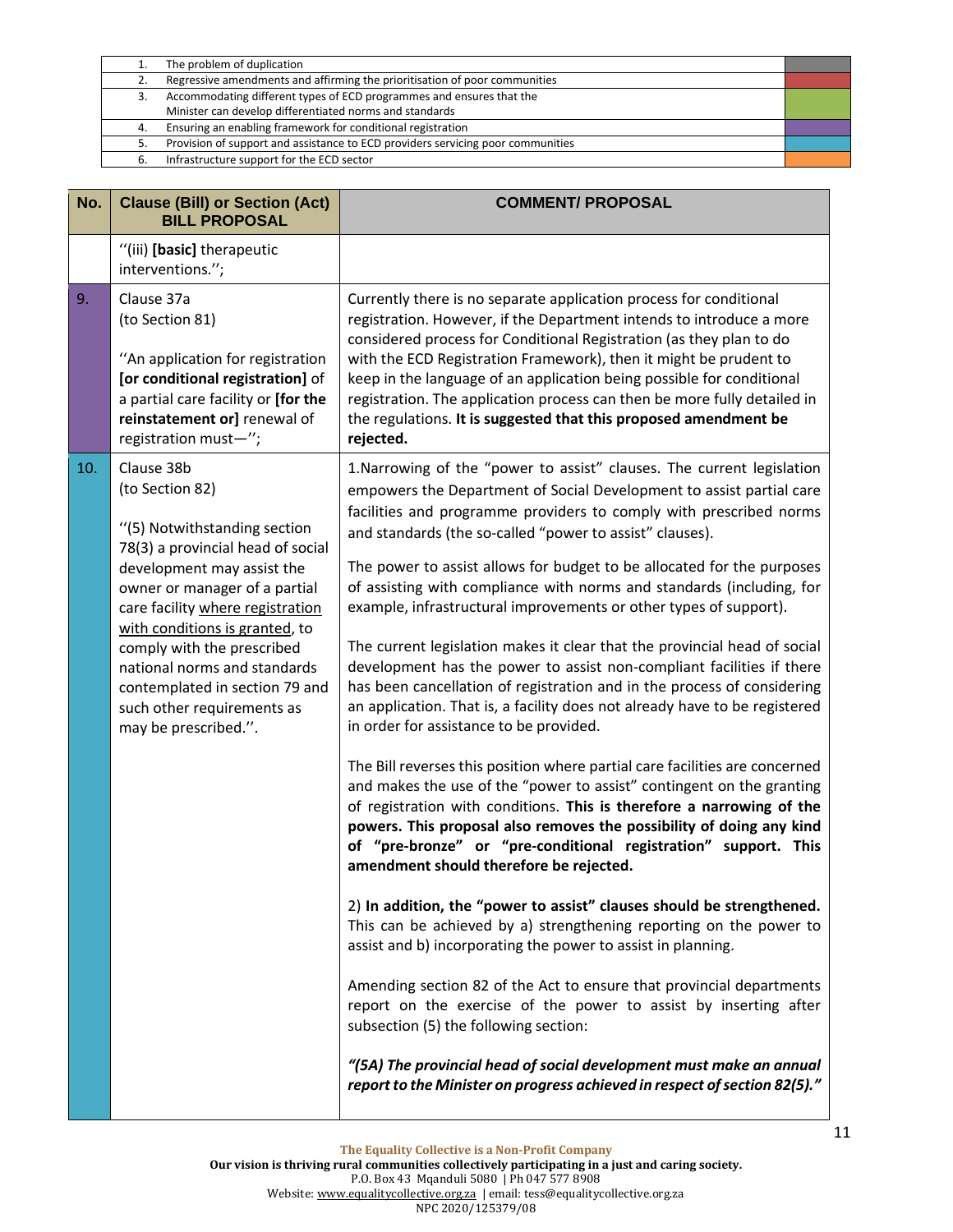| | | |
|---|---|---|
| 1. | The problem of duplication | |
| 2. | Regressive amendments and affirming the prioritisation of poor communities | |
| 3. | Accommodating different types of ECD programmes and ensures that the Minister can develop differentiated norms and standards | |
| 4. | Ensuring an enabling framework for conditional registration | |
| 5. | Provision of support and assistance to ECD providers servicing poor communities | |
| 6. | Infrastructure support for the ECD sector | |

| No. | Clause (Bill) or Section (Act) BILL PROPOSAL | COMMENT/ PROPOSAL |
|---|---|---|
| | ''(iii) **[basic]** therapeutic interventions.''; | |
| 9. | Clause 37a (to Section 81)<br><br>''An application for registration **[or conditional registration]** of a partial care facility or **[for the reinstatement or]** renewal of registration must—''; | Currently there is no separate application process for conditional registration. However, if the Department intends to introduce a more considered process for Conditional Registration (as they plan to do with the ECD Registration Framework), then it might be prudent to keep in the language of an application being possible for conditional registration. The application process can then be more fully detailed in the regulations. **It is suggested that this proposed amendment be rejected.** |
| 10. | Clause 38b (to Section 82)<br><br>''(5) Notwithstanding section 78(3) a provincial head of social development may assist the owner or manager of a partial care facility <u>where registration with conditions is granted</u>, to comply with the prescribed national norms and standards contemplated in section 79 and such other requirements as may be prescribed.''. | 1.Narrowing of the "power to assist" clauses. The current legislation empowers the Department of Social Development to assist partial care facilities and programme providers to comply with prescribed norms and standards (the so-called "power to assist" clauses).<br><br>The power to assist allows for budget to be allocated for the purposes of assisting with compliance with norms and standards (including, for example, infrastructural improvements or other types of support).<br><br>The current legislation makes it clear that the provincial head of social development has the power to assist non-compliant facilities if there has been cancellation of registration and in the process of considering an application. That is, a facility does not already have to be registered in order for assistance to be provided.<br><br>The Bill reverses this position where partial care facilities are concerned and makes the use of the "power to assist" contingent on the granting of registration with conditions. **This is therefore a narrowing of the powers. This proposal also removes the possibility of doing any kind of "pre-bronze" or "pre-conditional registration" support. This amendment should therefore be rejected.**<br><br>2) **In addition, the "power to assist" clauses should be strengthened.** This can be achieved by a) strengthening reporting on the power to assist and b) incorporating the power to assist in planning.<br><br>Amending section 82 of the Act to ensure that provincial departments report on the exercise of the power to assist by inserting after subsection (5) the following section:<br><br>***"(5A) The provincial head of social development must make an annual report to the Minister on progress achieved in respect of section 82(5)."*** |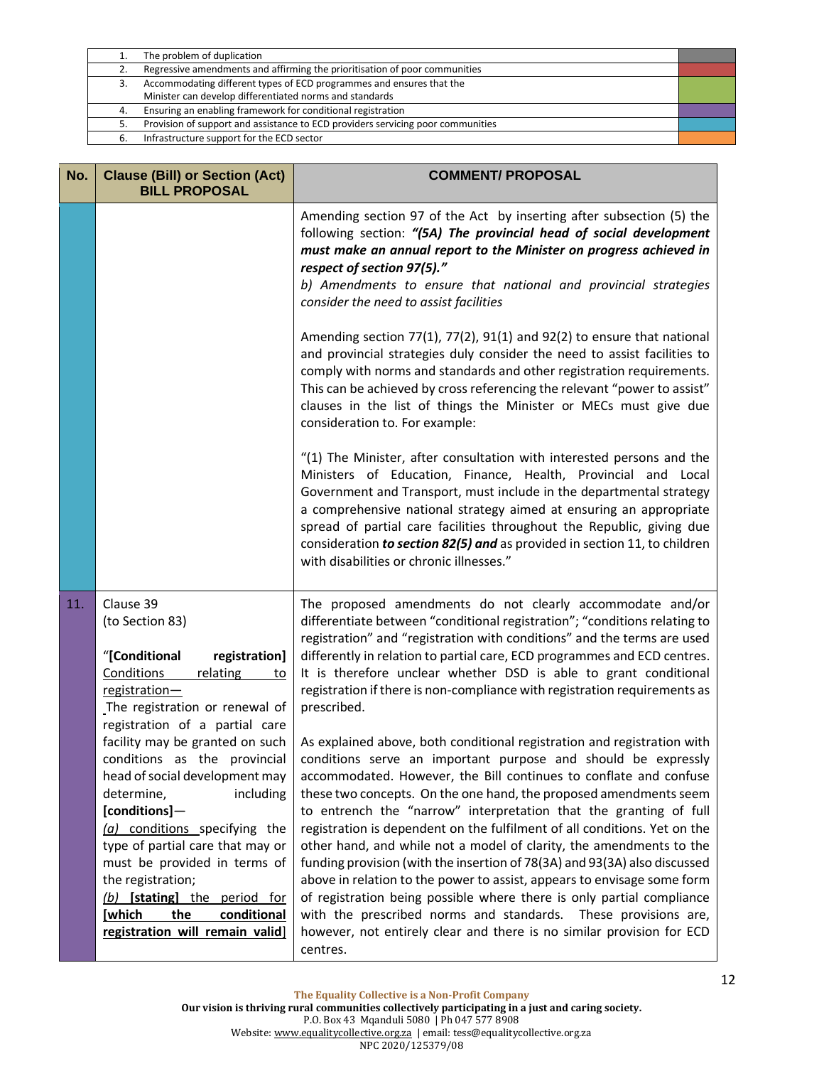| | | |
|---|---|---|
| 1. | The problem of duplication | |
| 2. | Regressive amendments and affirming the prioritisation of poor communities | |
| 3. | Accommodating different types of ECD programmes and ensures that the Minister can develop differentiated norms and standards | |
| 4. | Ensuring an enabling framework for conditional registration | |
| 5. | Provision of support and assistance to ECD providers servicing poor communities | |
| 6. | Infrastructure support for the ECD sector | |

| No. | Clause (Bill) or Section (Act) BILL PROPOSAL | COMMENT/ PROPOSAL |
|---|---|---|
| | | Amending section 97 of the Act by inserting after subsection (5) the following section: ***"(5A) The provincial head of social development must make an annual report to the Minister on progress achieved in respect of section 97(5)."***<br>*b) Amendments to ensure that national and provincial strategies consider the need to assist facilities*<br><br>Amending section 77(1), 77(2), 91(1) and 92(2) to ensure that national and provincial strategies duly consider the need to assist facilities to comply with norms and standards and other registration requirements. This can be achieved by cross referencing the relevant "power to assist" clauses in the list of things the Minister or MECs must give due consideration to. For example:<br><br>"(1) The Minister, after consultation with interested persons and the Ministers of Education, Finance, Health, Provincial and Local Government and Transport, must include in the departmental strategy a comprehensive national strategy aimed at ensuring an appropriate spread of partial care facilities throughout the Republic, giving due consideration ***to section 82(5) and*** as provided in section 11, to children with disabilities or chronic illnesses." |
| 11. | Clause 39<br>(to Section 83)<br><br>"**[Conditional registration]** <u>Conditions relating to registration—</u><br>The registration or renewal of registration of a partial care facility may be granted on such conditions as the provincial head of social development may determine, including **[conditions]**—<br><u>*(a)* conditions</u> specifying the type of partial care that may or must be provided in terms of the registration;<br><u>*(b)* **[stating]** the period for</u> <u>**[which the conditional registration will remain valid]**</u> | The proposed amendments do not clearly accommodate and/or differentiate between "conditional registration"; "conditions relating to registration" and "registration with conditions" and the terms are used differently in relation to partial care, ECD programmes and ECD centres. It is therefore unclear whether DSD is able to grant conditional registration if there is non-compliance with registration requirements as prescribed.<br><br>As explained above, both conditional registration and registration with conditions serve an important purpose and should be expressly accommodated. However, the Bill continues to conflate and confuse these two concepts. On the one hand, the proposed amendments seem to entrench the "narrow" interpretation that the granting of full registration is dependent on the fulfilment of all conditions. Yet on the other hand, and while not a model of clarity, the amendments to the funding provision (with the insertion of 78(3A) and 93(3A) also discussed above in relation to the power to assist, appears to envisage some form of registration being possible where there is only partial compliance with the prescribed norms and standards. These provisions are, however, not entirely clear and there is no similar provision for ECD centres. |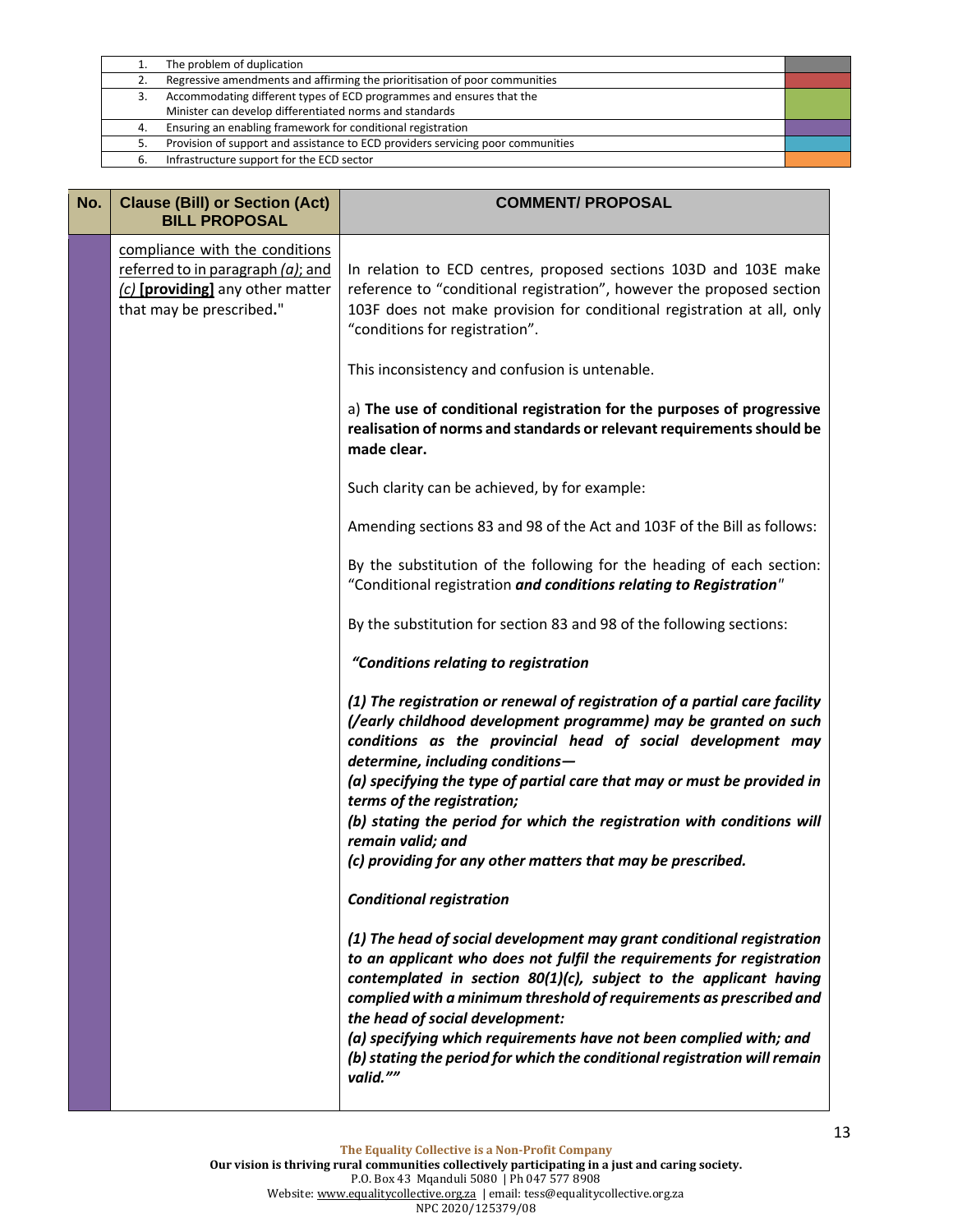| | | |
|---|---|---|
| 1. | The problem of duplication | |
| 2. | Regressive amendments and affirming the prioritisation of poor communities | |
| 3. | Accommodating different types of ECD programmes and ensures that the Minister can develop differentiated norms and standards | |
| 4. | Ensuring an enabling framework for conditional registration | |
| 5. | Provision of support and assistance to ECD providers servicing poor communities | |
| 6. | Infrastructure support for the ECD sector | |

| No. | Clause (Bill) or Section (Act) BILL PROPOSAL | COMMENT/ PROPOSAL |
|---|---|---|
| | <u>compliance with the conditions referred to in paragraph *(a)*; and *(c)* **[providing]** any other matter that may be prescribed</u>**.**" | In relation to ECD centres, proposed sections 103D and 103E make reference to "conditional registration", however the proposed section 103F does not make provision for conditional registration at all, only "conditions for registration".<br><br>This inconsistency and confusion is untenable.<br><br>a) **The use of conditional registration for the purposes of progressive realisation of norms and standards or relevant requirements should be made clear.**<br><br>Such clarity can be achieved, by for example:<br><br>Amending sections 83 and 98 of the Act and 103F of the Bill as follows:<br><br>By the substitution of the following for the heading of each section: "Conditional registration ***and conditions relating to Registration***"<br><br>By the substitution for section 83 and 98 of the following sections:<br><br>***"Conditions relating to registration***<br><br>***(1) The registration or renewal of registration of a partial care facility (/early childhood development programme) may be granted on such conditions as the provincial head of social development may determine, including conditions—***<br>***(a) specifying the type of partial care that may or must be provided in terms of the registration;***<br>***(b) stating the period for which the registration with conditions will remain valid; and***<br>***(c) providing for any other matters that may be prescribed.***<br><br>***Conditional registration***<br><br>***(1) The head of social development may grant conditional registration to an applicant who does not fulfil the requirements for registration contemplated in section 80(1)(c), subject to the applicant having complied with a minimum threshold of requirements as prescribed and the head of social development:***<br>***(a) specifying which requirements have not been complied with; and***<br>***(b) stating the period for which the conditional registration will remain valid.""*** |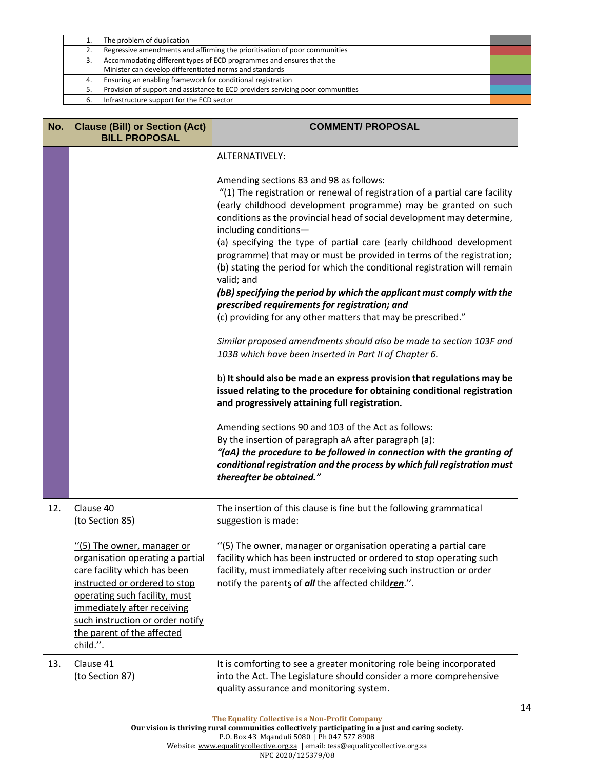| | | |
|---|---|---|
| 1. | The problem of duplication | |
| 2. | Regressive amendments and affirming the prioritisation of poor communities | |
| 3. | Accommodating different types of ECD programmes and ensures that the Minister can develop differentiated norms and standards | |
| 4. | Ensuring an enabling framework for conditional registration | |
| 5. | Provision of support and assistance to ECD providers servicing poor communities | |
| 6. | Infrastructure support for the ECD sector | |

| No. | Clause (Bill) or Section (Act) BILL PROPOSAL | COMMENT/ PROPOSAL |
|---|---|---|
| | | ALTERNATIVELY:<br><br>Amending sections 83 and 98 as follows:<br>"(1) The registration or renewal of registration of a partial care facility (early childhood development programme) may be granted on such conditions as the provincial head of social development may determine, including conditions—<br>(a) specifying the type of partial care (early childhood development programme) that may or must be provided in terms of the registration;<br>(b) stating the period for which the conditional registration will remain valid; ~~and~~<br>***(bB) specifying the period by which the applicant must comply with the prescribed requirements for registration; and***<br>(c) providing for any other matters that may be prescribed."<br><br>*Similar proposed amendments should also be made to section 103F and 103B which have been inserted in Part II of Chapter 6.*<br><br>b) **It should also be made an express provision that regulations may be issued relating to the procedure for obtaining conditional registration and progressively attaining full registration.**<br><br>Amending sections 90 and 103 of the Act as follows:<br>By the insertion of paragraph aA after paragraph (a):<br>***"(aA) the procedure to be followed in connection with the granting of conditional registration and the process by which full registration must thereafter be obtained."*** |
| 12. | Clause 40<br>(to Section 85)<br><br><u>"(5) The owner, manager or organisation operating a partial care facility which has been instructed or ordered to stop operating such facility, must immediately after receiving such instruction or order notify the parent of the affected child."</u>. | The insertion of this clause is fine but the following grammatical suggestion is made:<br><br>"(5) The owner, manager or organisation operating a partial care facility which has been instructed or ordered to stop operating such facility, must immediately after receiving such instruction or order notify the parent<u>s</u> of ***all*** ~~the~~ affected child***<u>ren</u>***.". |
| 13. | Clause 41<br>(to Section 87) | It is comforting to see a greater monitoring role being incorporated into the Act. The Legislature should consider a more comprehensive quality assurance and monitoring system. |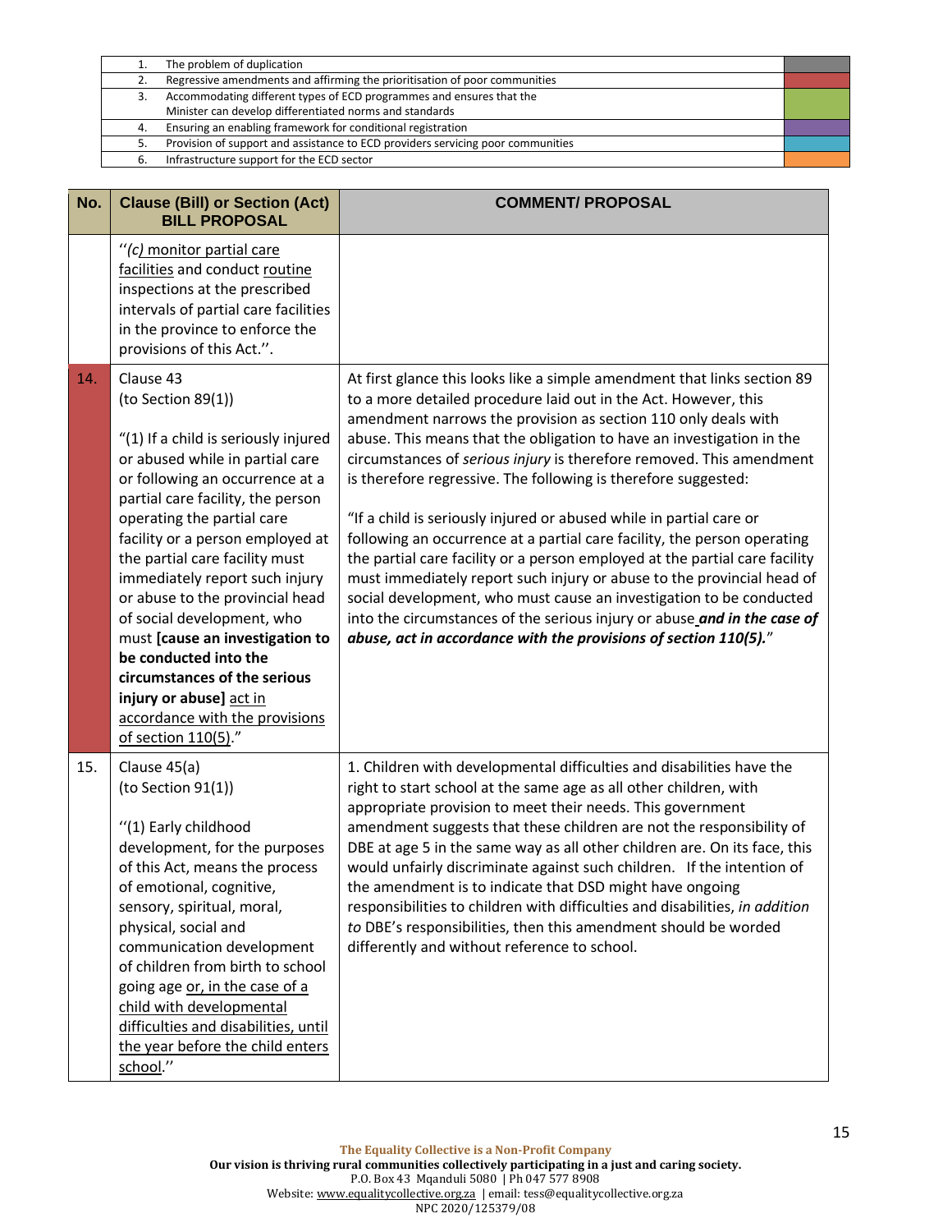| | | |
|---|---|---|
| 1. | The problem of duplication | |
| 2. | Regressive amendments and affirming the prioritisation of poor communities | |
| 3. | Accommodating different types of ECD programmes and ensures that the Minister can develop differentiated norms and standards | |
| 4. | Ensuring an enabling framework for conditional registration | |
| 5. | Provision of support and assistance to ECD providers servicing poor communities | |
| 6. | Infrastructure support for the ECD sector | |

| No. | Clause (Bill) or Section (Act) BILL PROPOSAL | COMMENT/ PROPOSAL |
|---|---|---|
| | ''*(c)* <u>monitor partial care facilities</u> and conduct <u>routine</u> inspections at the prescribed intervals of partial care facilities in the province to enforce the provisions of this Act.''. | |
| 14. | Clause 43<br>(to Section 89(1))<br><br>"(1) If a child is seriously injured or abused while in partial care or following an occurrence at a partial care facility, the person operating the partial care facility or a person employed at the partial care facility must immediately report such injury or abuse to the provincial head of social development, who must **[cause an investigation to be conducted into the circumstances of the serious injury or abuse]** <u>act in accordance with the provisions of section 110(5)</u>." | At first glance this looks like a simple amendment that links section 89 to a more detailed procedure laid out in the Act. However, this amendment narrows the provision as section 110 only deals with abuse. This means that the obligation to have an investigation in the circumstances of *serious injury* is therefore removed. This amendment is therefore regressive. The following is therefore suggested:<br><br>"If a child is seriously injured or abused while in partial care or following an occurrence at a partial care facility, the person operating the partial care facility or a person employed at the partial care facility must immediately report such injury or abuse to the provincial head of social development, who must cause an investigation to be conducted into the circumstances of the serious injury or abuse ***and in the case of abuse, act in accordance with the provisions of section 110(5).***" |
| 15. | Clause 45(a)<br>(to Section 91(1))<br><br>''(1) Early childhood development, for the purposes of this Act, means the process of emotional, cognitive, sensory, spiritual, moral, physical, social and communication development of children from birth to school going age <u>or, in the case of a child with developmental difficulties and disabilities, until the year before the child enters school</u>.'' | 1. Children with developmental difficulties and disabilities have the right to start school at the same age as all other children, with appropriate provision to meet their needs. This government amendment suggests that these children are not the responsibility of DBE at age 5 in the same way as all other children are. On its face, this would unfairly discriminate against such children. If the intention of the amendment is to indicate that DSD might have ongoing responsibilities to children with difficulties and disabilities, *in addition to* DBE's responsibilities, then this amendment should be worded differently and without reference to school. |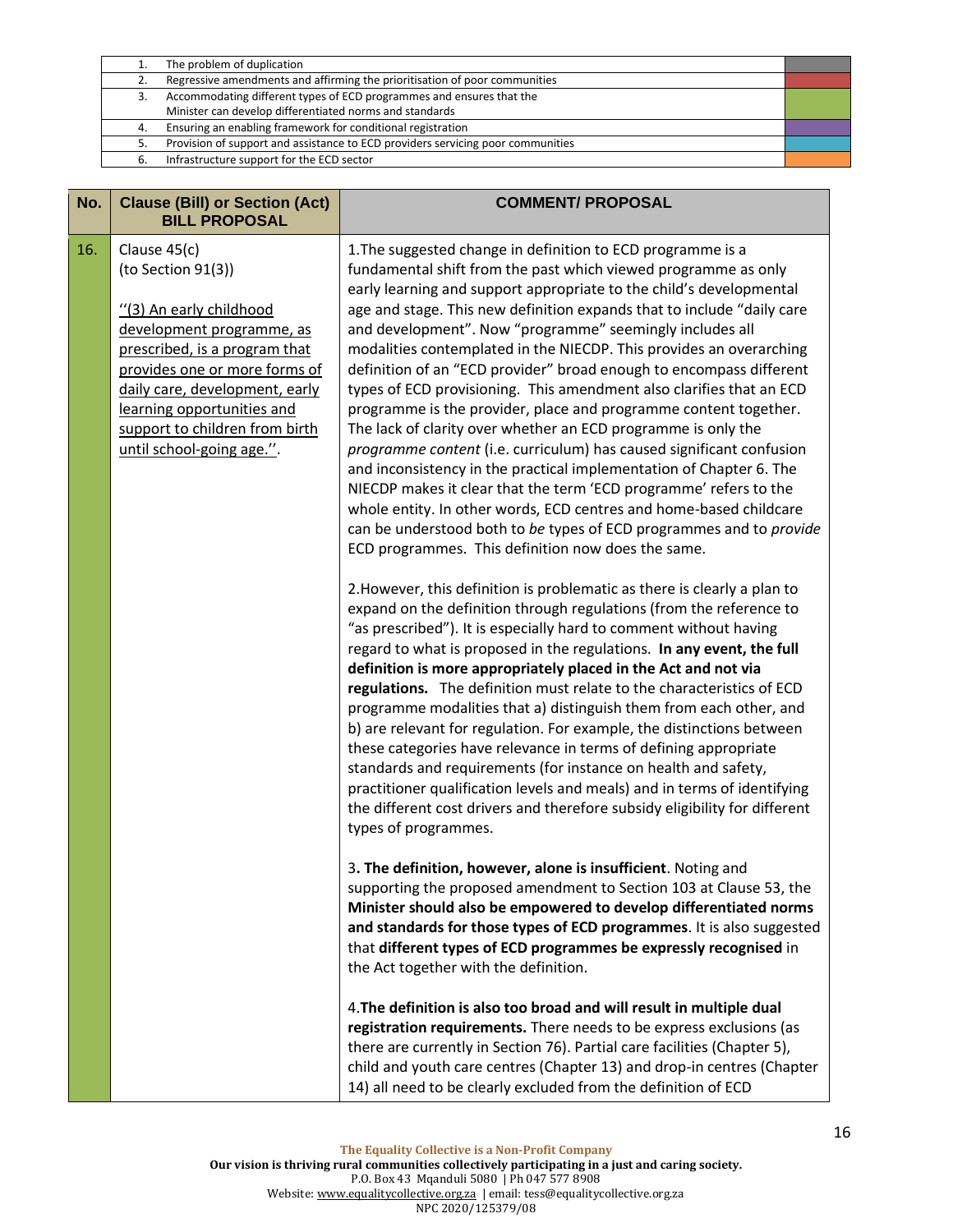| | | |
|---|---|---|
| 1. | The problem of duplication | |
| 2. | Regressive amendments and affirming the prioritisation of poor communities | |
| 3. | Accommodating different types of ECD programmes and ensures that the Minister can develop differentiated norms and standards | |
| 4. | Ensuring an enabling framework for conditional registration | |
| 5. | Provision of support and assistance to ECD providers servicing poor communities | |
| 6. | Infrastructure support for the ECD sector | |

| No. | Clause (Bill) or Section (Act) BILL PROPOSAL | COMMENT/ PROPOSAL |
|---|---|---|
| 16. | Clause 45(c)<br>(to Section 91(3))<br><br>"(3) An early childhood development programme, as prescribed, is a program that provides one or more forms of daily care, development, early learning opportunities and support to children from birth until school-going age.". | 1.The suggested change in definition to ECD programme is a fundamental shift from the past which viewed programme as only early learning and support appropriate to the child's developmental age and stage. This new definition expands that to include "daily care and development". Now "programme" seemingly includes all modalities contemplated in the NIECDP. This provides an overarching definition of an "ECD provider" broad enough to encompass different types of ECD provisioning. This amendment also clarifies that an ECD programme is the provider, place and programme content together. The lack of clarity over whether an ECD programme is only the *programme content* (i.e. curriculum) has caused significant confusion and inconsistency in the practical implementation of Chapter 6. The NIECDP makes it clear that the term 'ECD programme' refers to the whole entity. In other words, ECD centres and home-based childcare can be understood both to *be* types of ECD programmes and to *provide* ECD programmes. This definition now does the same.<br><br>2.However, this definition is problematic as there is clearly a plan to expand on the definition through regulations (from the reference to "as prescribed"). It is especially hard to comment without having regard to what is proposed in the regulations. **In any event, the full definition is more appropriately placed in the Act and not via regulations.** The definition must relate to the characteristics of ECD programme modalities that a) distinguish them from each other, and b) are relevant for regulation. For example, the distinctions between these categories have relevance in terms of defining appropriate standards and requirements (for instance on health and safety, practitioner qualification levels and meals) and in terms of identifying the different cost drivers and therefore subsidy eligibility for different types of programmes.<br><br>3**. The definition, however, alone is insufficient**. Noting and supporting the proposed amendment to Section 103 at Clause 53, the **Minister should also be empowered to develop differentiated norms and standards for those types of ECD programmes**. It is also suggested that **different types of ECD programmes be expressly recognised** in the Act together with the definition.<br><br>4.**The definition is also too broad and will result in multiple dual registration requirements.** There needs to be express exclusions (as there are currently in Section 76). Partial care facilities (Chapter 5), child and youth care centres (Chapter 13) and drop-in centres (Chapter 14) all need to be clearly excluded from the definition of ECD |

**The Equality Collective is a Non-Profit Company**
**Our vision is thriving rural communities collectively participating in a just and caring society.**
P.O. Box 43 Mqanduli 5080 | Ph 047 577 8908
Website: www.equalitycollective.org.za | email: tess@equalitycollective.org.za
NPC 2020/125379/08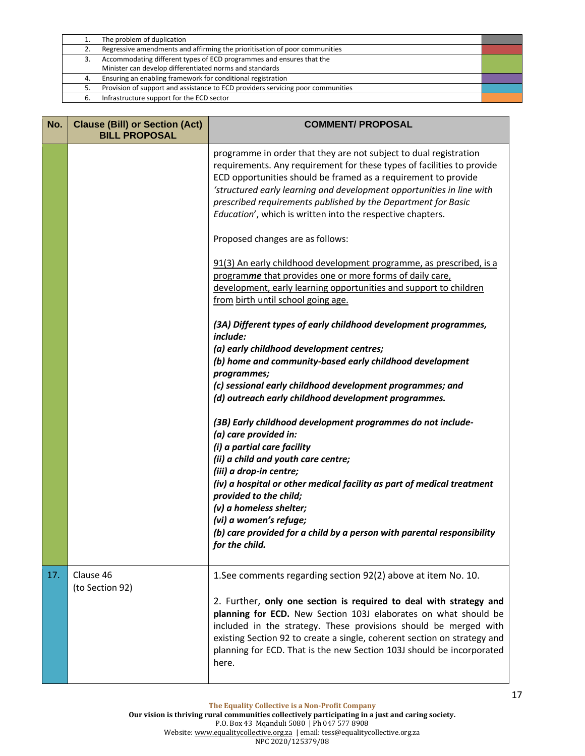| | | |
|---|---|---|
| 1. | The problem of duplication | |
| 2. | Regressive amendments and affirming the prioritisation of poor communities | |
| 3. | Accommodating different types of ECD programmes and ensures that the Minister can develop differentiated norms and standards | |
| 4. | Ensuring an enabling framework for conditional registration | |
| 5. | Provision of support and assistance to ECD providers servicing poor communities | |
| 6. | Infrastructure support for the ECD sector | |

| No. | Clause (Bill) or Section (Act) BILL PROPOSAL | COMMENT/ PROPOSAL |
|---|---|---|
| | | programme in order that they are not subject to dual registration requirements. Any requirement for these types of facilities to provide ECD opportunities should be framed as a requirement to provide *'structured early learning and development opportunities in line with prescribed requirements published by the Department for Basic Education'*, which is written into the respective chapters.<br><br>Proposed changes are as follows:<br><br><u>91(3) An early childhood development programme, as prescribed, is a program</u>***me*** <u>that provides one or more forms of daily care, development, early learning opportunities and support to children from</u> <u>birth until school going age.</u><br><br>***(3A) Different types of early childhood development programmes, include:***<br>***(a) early childhood development centres;***<br>***(b) home and community-based early childhood development programmes;***<br>***(c) sessional early childhood development programmes; and***<br>***(d) outreach early childhood development programmes.***<br><br>***(3B) Early childhood development programmes do not include-***<br>***(a) care provided in:***<br>***(i) a partial care facility***<br>***(ii) a child and youth care centre;***<br>***(iii) a drop-in centre;***<br>***(iv) a hospital or other medical facility as part of medical treatment provided to the child;***<br>***(v) a homeless shelter;***<br>***(vi) a women's refuge;***<br>***(b) care provided for a child by a person with parental responsibility for the child.*** |
| 17. | Clause 46<br>(to Section 92) | 1.See comments regarding section 92(2) above at item No. 10.<br><br>2. Further, **only one section is required to deal with strategy and planning for ECD.** New Section 103J elaborates on what should be included in the strategy. These provisions should be merged with existing Section 92 to create a single, coherent section on strategy and planning for ECD. That is the new Section 103J should be incorporated here. |

**The Equality Collective is a Non-Profit Company**
**Our vision is thriving rural communities collectively participating in a just and caring society.**
P.O. Box 43 Mqanduli 5080 | Ph 047 577 8908
Website: www.equalitycollective.org.za | email: tess@equalitycollective.org.za
NPC 2020/125379/08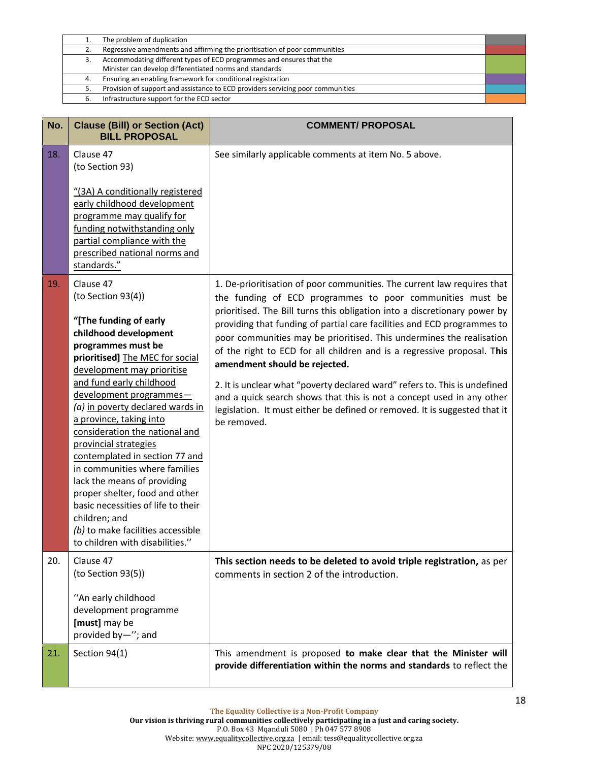| | | |
|---|---|---|
| 1. | The problem of duplication | |
| 2. | Regressive amendments and affirming the prioritisation of poor communities | |
| 3. | Accommodating different types of ECD programmes and ensures that the Minister can develop differentiated norms and standards | |
| 4. | Ensuring an enabling framework for conditional registration | |
| 5. | Provision of support and assistance to ECD providers servicing poor communities | |
| 6. | Infrastructure support for the ECD sector | |

| No. | Clause (Bill) or Section (Act) BILL PROPOSAL | COMMENT/ PROPOSAL |
|---|---|---|
| 18. | Clause 47<br>(to Section 93)<br><br><u>"(3A) A conditionally registered early childhood development programme may qualify for funding notwithstanding only partial compliance with the prescribed national norms and standards."</u> | See similarly applicable comments at item No. 5 above. |
| 19. | Clause 47<br>(to Section 93(4))<br><br>**"[The funding of early childhood development programmes must be prioritised]** <u>The MEC for social development may prioritise and fund early childhood development programmes—</u><br>*(a)* <u>in poverty declared wards in a province, taking into consideration the national and provincial strategies contemplated in section 77 and</u> in communities where families lack the means of providing proper shelter, food and other basic necessities of life to their children; and<br>*(b)* to make facilities accessible to children with disabilities.'' | 1. De-prioritisation of poor communities. The current law requires that the funding of ECD programmes to poor communities must be prioritised. The Bill turns this obligation into a discretionary power by providing that funding of partial care facilities and ECD programmes to poor communities may be prioritised. This undermines the realisation of the right to ECD for all children and is a regressive proposal. T**his amendment should be rejected.**<br><br>2. It is unclear what "poverty declared ward" refers to. This is undefined and a quick search shows that this is not a concept used in any other legislation. It must either be defined or removed. It is suggested that it be removed. |
| 20. | Clause 47<br>(to Section 93(5))<br><br>''An early childhood development programme **[must]** may be provided by—''; and | **This section needs to be deleted to avoid triple registration,** as per comments in section 2 of the introduction. |
| 21. | Section 94(1) | This amendment is proposed **to make clear that the Minister will provide differentiation within the norms and standards** to reflect the |

**The Equality Collective is a Non-Profit Company**
**Our vision is thriving rural communities collectively participating in a just and caring society.**
P.O. Box 43 Mqanduli 5080 | Ph 047 577 8908
Website: www.equalitycollective.org.za | email: tess@equalitycollective.org.za
NPC 2020/125379/08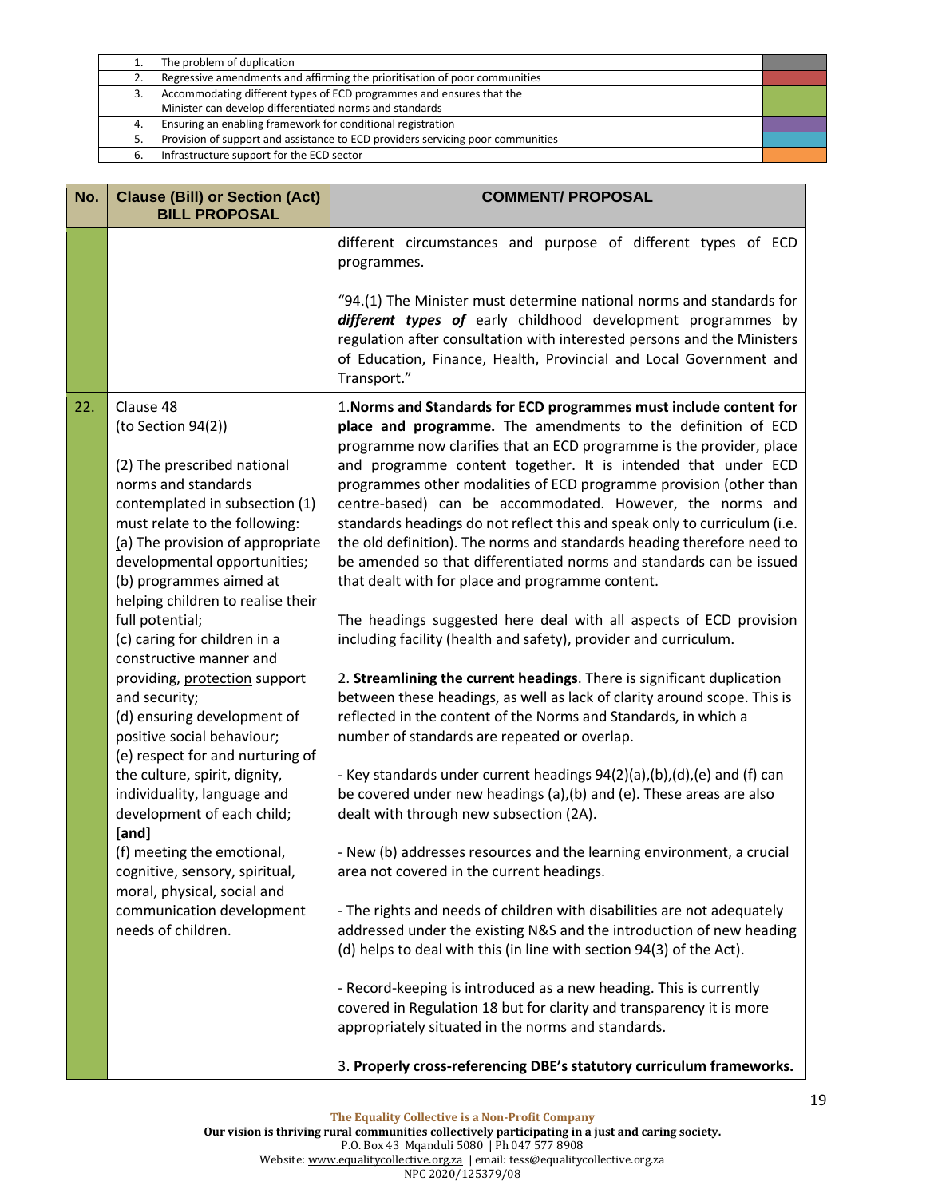| | | |
|---|---|---|
| 1. | The problem of duplication | |
| 2. | Regressive amendments and affirming the prioritisation of poor communities | |
| 3. | Accommodating different types of ECD programmes and ensures that the Minister can develop differentiated norms and standards | |
| 4. | Ensuring an enabling framework for conditional registration | |
| 5. | Provision of support and assistance to ECD providers servicing poor communities | |
| 6. | Infrastructure support for the ECD sector | |

| No. | Clause (Bill) or Section (Act) BILL PROPOSAL | COMMENT/ PROPOSAL |
|---|---|---|
| | | different circumstances and purpose of different types of ECD programmes.<br><br>"94.(1) The Minister must determine national norms and standards for ***different types of*** early childhood development programmes by regulation after consultation with interested persons and the Ministers of Education, Finance, Health, Provincial and Local Government and Transport." |
| 22. | Clause 48<br>(to Section 94(2))<br><br>(2) The prescribed national norms and standards contemplated in subsection (1) must relate to the following:<br>(a) The provision of appropriate developmental opportunities;<br>(b) programmes aimed at helping children to realise their full potential;<br>(c) caring for children in a constructive manner and providing, protection support and security;<br>(d) ensuring development of positive social behaviour;<br>(e) respect for and nurturing of the culture, spirit, dignity, individuality, language and development of each child; **[and]**<br>(f) meeting the emotional, cognitive, sensory, spiritual, moral, physical, social and communication development needs of children. | 1.**Norms and Standards for ECD programmes must include content for place and programme.** The amendments to the definition of ECD programme now clarifies that an ECD programme is the provider, place and programme content together. It is intended that under ECD programmes other modalities of ECD programme provision (other than centre-based) can be accommodated. However, the norms and standards headings do not reflect this and speak only to curriculum (i.e. the old definition). The norms and standards heading therefore need to be amended so that differentiated norms and standards can be issued that dealt with for place and programme content.<br><br>The headings suggested here deal with all aspects of ECD provision including facility (health and safety), provider and curriculum.<br><br>2. **Streamlining the current headings**. There is significant duplication between these headings, as well as lack of clarity around scope. This is reflected in the content of the Norms and Standards, in which a number of standards are repeated or overlap.<br><br>- Key standards under current headings 94(2)(a),(b),(d),(e) and (f) can be covered under new headings (a),(b) and (e). These areas are also dealt with through new subsection (2A).<br><br>- New (b) addresses resources and the learning environment, a crucial area not covered in the current headings.<br><br>- The rights and needs of children with disabilities are not adequately addressed under the existing N&S and the introduction of new heading (d) helps to deal with this (in line with section 94(3) of the Act).<br><br>- Record-keeping is introduced as a new heading. This is currently covered in Regulation 18 but for clarity and transparency it is more appropriately situated in the norms and standards.<br><br>3. **Properly cross-referencing DBE's statutory curriculum frameworks.** |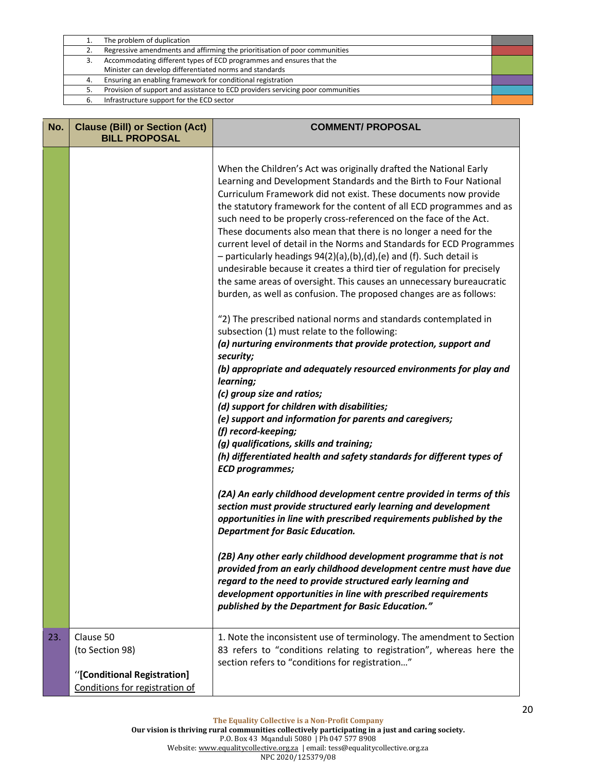| | | |
|---|---|---|
| 1. | The problem of duplication | |
| 2. | Regressive amendments and affirming the prioritisation of poor communities | |
| 3. | Accommodating different types of ECD programmes and ensures that the Minister can develop differentiated norms and standards | |
| 4. | Ensuring an enabling framework for conditional registration | |
| 5. | Provision of support and assistance to ECD providers servicing poor communities | |
| 6. | Infrastructure support for the ECD sector | |

| No. | Clause (Bill) or Section (Act) BILL PROPOSAL | COMMENT/ PROPOSAL |
|---|---|---|
| | | When the Children's Act was originally drafted the National Early Learning and Development Standards and the Birth to Four National Curriculum Framework did not exist. These documents now provide the statutory framework for the content of all ECD programmes and as such need to be properly cross-referenced on the face of the Act. These documents also mean that there is no longer a need for the current level of detail in the Norms and Standards for ECD Programmes – particularly headings 94(2)(a),(b),(d),(e) and (f). Such detail is undesirable because it creates a third tier of regulation for precisely the same areas of oversight. This causes an unnecessary bureaucratic burden, as well as confusion. The proposed changes are as follows:<br><br>"2) The prescribed national norms and standards contemplated in subsection (1) must relate to the following:<br>***(a) nurturing environments that provide protection, support and security;***<br>***(b) appropriate and adequately resourced environments for play and learning;***<br>***(c) group size and ratios;***<br>***(d) support for children with disabilities;***<br>***(e) support and information for parents and caregivers;***<br>***(f) record-keeping;***<br>***(g) qualifications, skills and training;***<br>***(h) differentiated health and safety standards for different types of ECD programmes;***<br><br>***(2A) An early childhood development centre provided in terms of this section must provide structured early learning and development opportunities in line with prescribed requirements published by the Department for Basic Education.***<br><br>***(2B) Any other early childhood development programme that is not provided from an early childhood development centre must have due regard to the need to provide structured early learning and development opportunities in line with prescribed requirements published by the Department for Basic Education."*** |
| 23. | Clause 50<br>(to Section 98)<br><br>''**[Conditional Registration]**<br><u>Conditions for registration of</u> | 1. Note the inconsistent use of terminology. The amendment to Section 83 refers to "conditions relating to registration", whereas here the section refers to "conditions for registration…" |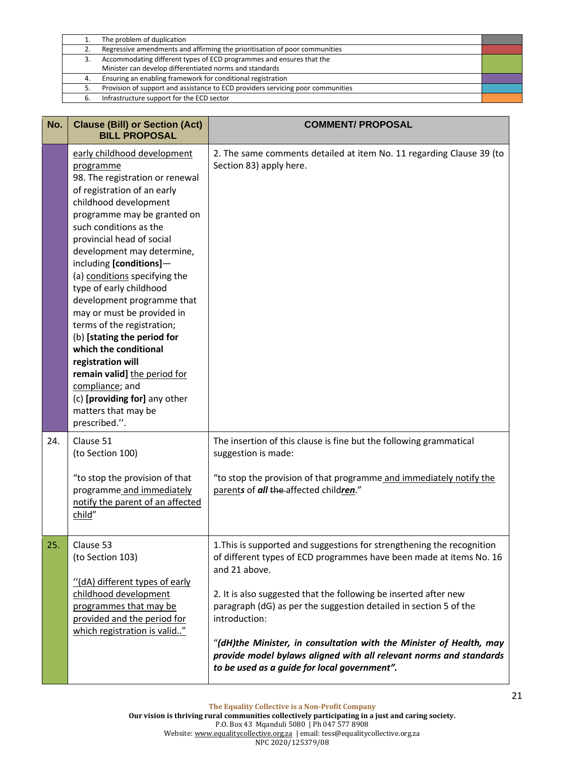| | | |
|---|---|---|
| 1. | The problem of duplication | |
| 2. | Regressive amendments and affirming the prioritisation of poor communities | |
| 3. | Accommodating different types of ECD programmes and ensures that the Minister can develop differentiated norms and standards | |
| 4. | Ensuring an enabling framework for conditional registration | |
| 5. | Provision of support and assistance to ECD providers servicing poor communities | |
| 6. | Infrastructure support for the ECD sector | |

| No. | Clause (Bill) or Section (Act) BILL PROPOSAL | COMMENT/ PROPOSAL |
|---|---|---|
| | early childhood development programme<br>98. The registration or renewal of registration of an early childhood development programme may be granted on such conditions as the provincial head of social development may determine, including **[conditions]**—<br>(a) conditions specifying the type of early childhood development programme that may or must be provided in terms of the registration;<br>(b) **[stating the period for which the conditional registration will remain valid]** the period for compliance; and<br>(c) **[providing for]** any other matters that may be prescribed.''. | 2. The same comments detailed at item No. 11 regarding Clause 39 (to Section 83) apply here. |
| 24. | Clause 51<br>(to Section 100)<br><br>"to stop the provision of that programme and immediately notify the parent of an affected child" | The insertion of this clause is fine but the following grammatical suggestion is made:<br><br>"to stop the provision of that programme and immediately notify the parent***s*** of ***all*** ~~the~~ affected child***ren***." |
| 25. | Clause 53<br>(to Section 103)<br><br>''(dA) different types of early childhood development programmes that may be provided and the period for which registration is valid.." | 1.This is supported and suggestions for strengthening the recognition of different types of ECD programmes have been made at items No. 16 and 21 above.<br><br>2. It is also suggested that the following be inserted after new paragraph (dG) as per the suggestion detailed in section 5 of the introduction:<br><br>"***(dH)the Minister, in consultation with the Minister of Health, may provide model bylaws aligned with all relevant norms and standards to be used as a guide for local government".*** |

**The Equality Collective is a Non-Profit Company**
**Our vision is thriving rural communities collectively participating in a just and caring society.**
P.O. Box 43 Mqanduli 5080 | Ph 047 577 8908
Website: www.equalitycollective.org.za | email: tess@equalitycollective.org.za
NPC 2020/125379/08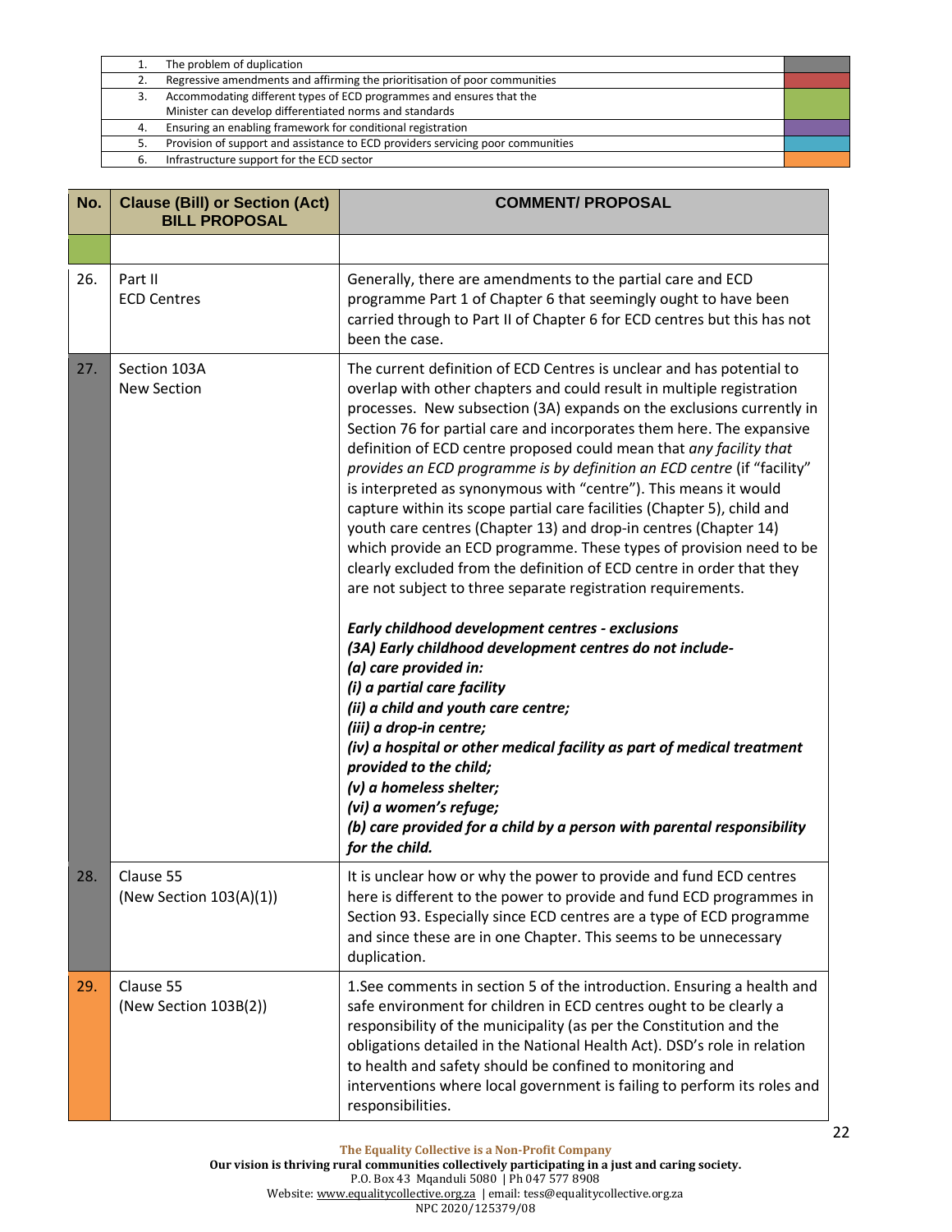| | | |
|---|---|---|
| 1. | The problem of duplication | |
| 2. | Regressive amendments and affirming the prioritisation of poor communities | |
| 3. | Accommodating different types of ECD programmes and ensures that the Minister can develop differentiated norms and standards | |
| 4. | Ensuring an enabling framework for conditional registration | |
| 5. | Provision of support and assistance to ECD providers servicing poor communities | |
| 6. | Infrastructure support for the ECD sector | |

| No. | Clause (Bill) or Section (Act) BILL PROPOSAL | COMMENT/ PROPOSAL |
|---|---|---|
| | | |
| 26. | Part II<br>ECD Centres | Generally, there are amendments to the partial care and ECD programme Part 1 of Chapter 6 that seemingly ought to have been carried through to Part II of Chapter 6 for ECD centres but this has not been the case. |
| 27. | Section 103A<br>New Section | The current definition of ECD Centres is unclear and has potential to overlap with other chapters and could result in multiple registration processes. New subsection (3A) expands on the exclusions currently in Section 76 for partial care and incorporates them here. The expansive definition of ECD centre proposed could mean that *any facility that provides an ECD programme is by definition an ECD centre* (if "facility" is interpreted as synonymous with "centre"). This means it would capture within its scope partial care facilities (Chapter 5), child and youth care centres (Chapter 13) and drop-in centres (Chapter 14) which provide an ECD programme. These types of provision need to be clearly excluded from the definition of ECD centre in order that they are not subject to three separate registration requirements.<br><br>***Early childhood development centres - exclusions***<br>***(3A) Early childhood development centres do not include-***<br>***(a) care provided in:***<br>***(i) a partial care facility***<br>***(ii) a child and youth care centre;***<br>***(iii) a drop-in centre;***<br>***(iv) a hospital or other medical facility as part of medical treatment provided to the child;***<br>***(v) a homeless shelter;***<br>***(vi) a women's refuge;***<br>***(b) care provided for a child by a person with parental responsibility for the child.*** |
| 28. | Clause 55<br>(New Section 103(A)(1)) | It is unclear how or why the power to provide and fund ECD centres here is different to the power to provide and fund ECD programmes in Section 93. Especially since ECD centres are a type of ECD programme and since these are in one Chapter. This seems to be unnecessary duplication. |
| 29. | Clause 55<br>(New Section 103B(2)) | 1.See comments in section 5 of the introduction. Ensuring a health and safe environment for children in ECD centres ought to be clearly a responsibility of the municipality (as per the Constitution and the obligations detailed in the National Health Act). DSD's role in relation to health and safety should be confined to monitoring and interventions where local government is failing to perform its roles and responsibilities. |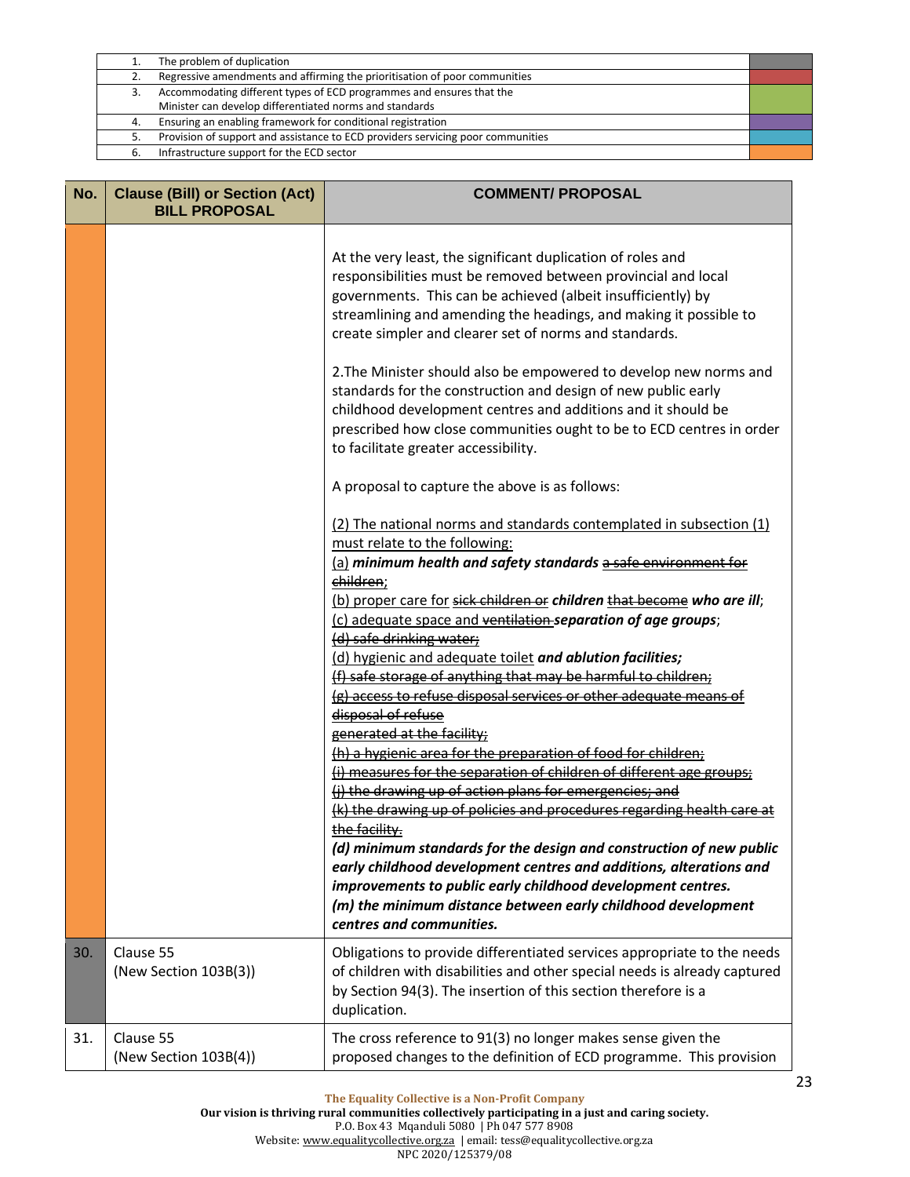| | |
|---|---|
| 1. The problem of duplication | |
| 2. Regressive amendments and affirming the prioritisation of poor communities | |
| 3. Accommodating different types of ECD programmes and ensures that the Minister can develop differentiated norms and standards | |
| 4. Ensuring an enabling framework for conditional registration | |
| 5. Provision of support and assistance to ECD providers servicing poor communities | |
| 6. Infrastructure support for the ECD sector | |

| No. | Clause (Bill) or Section (Act) BILL PROPOSAL | COMMENT/ PROPOSAL |
|---|---|---|
| | | At the very least, the significant duplication of roles and responsibilities must be removed between provincial and local governments. This can be achieved (albeit insufficiently) by streamlining and amending the headings, and making it possible to create simpler and clearer set of norms and standards.<br><br>2.The Minister should also be empowered to develop new norms and standards for the construction and design of new public early childhood development centres and additions and it should be prescribed how close communities ought to be to ECD centres in order to facilitate greater accessibility.<br><br>A proposal to capture the above is as follows:<br><br><u>(2) The national norms and standards contemplated in subsection (1) must relate to the following:</u><br><u>(a)</u> ***minimum health and safety standards*** ~~a safe environment for children~~;<br><u>(b) proper care for</u> ~~sick children or~~ ***children*** ~~that become~~ ***who are ill***;<br><u>(c) adequate space and</u> ~~ventilation~~ ***separation of age groups***;<br>~~(d) safe drinking water;~~<br><u>(d) hygienic and adequate toilet</u> ***and ablution facilities;***<br>~~(f) safe storage of anything that may be harmful to children;~~<br>~~(g) access to refuse disposal services or other adequate means of disposal of refuse generated at the facility;~~<br>~~(h) a hygienic area for the preparation of food for children;~~<br>~~(i) measures for the separation of children of different age groups;~~<br>~~(j) the drawing up of action plans for emergencies; and~~<br>~~(k) the drawing up of policies and procedures regarding health care at the facility.~~<br>***(d) minimum standards for the design and construction of new public early childhood development centres and additions, alterations and improvements to public early childhood development centres.***<br>***(m) the minimum distance between early childhood development centres and communities.*** |
| 30. | Clause 55<br>(New Section 103B(3)) | Obligations to provide differentiated services appropriate to the needs of children with disabilities and other special needs is already captured by Section 94(3). The insertion of this section therefore is a duplication. |
| 31. | Clause 55<br>(New Section 103B(4)) | The cross reference to 91(3) no longer makes sense given the proposed changes to the definition of ECD programme. This provision |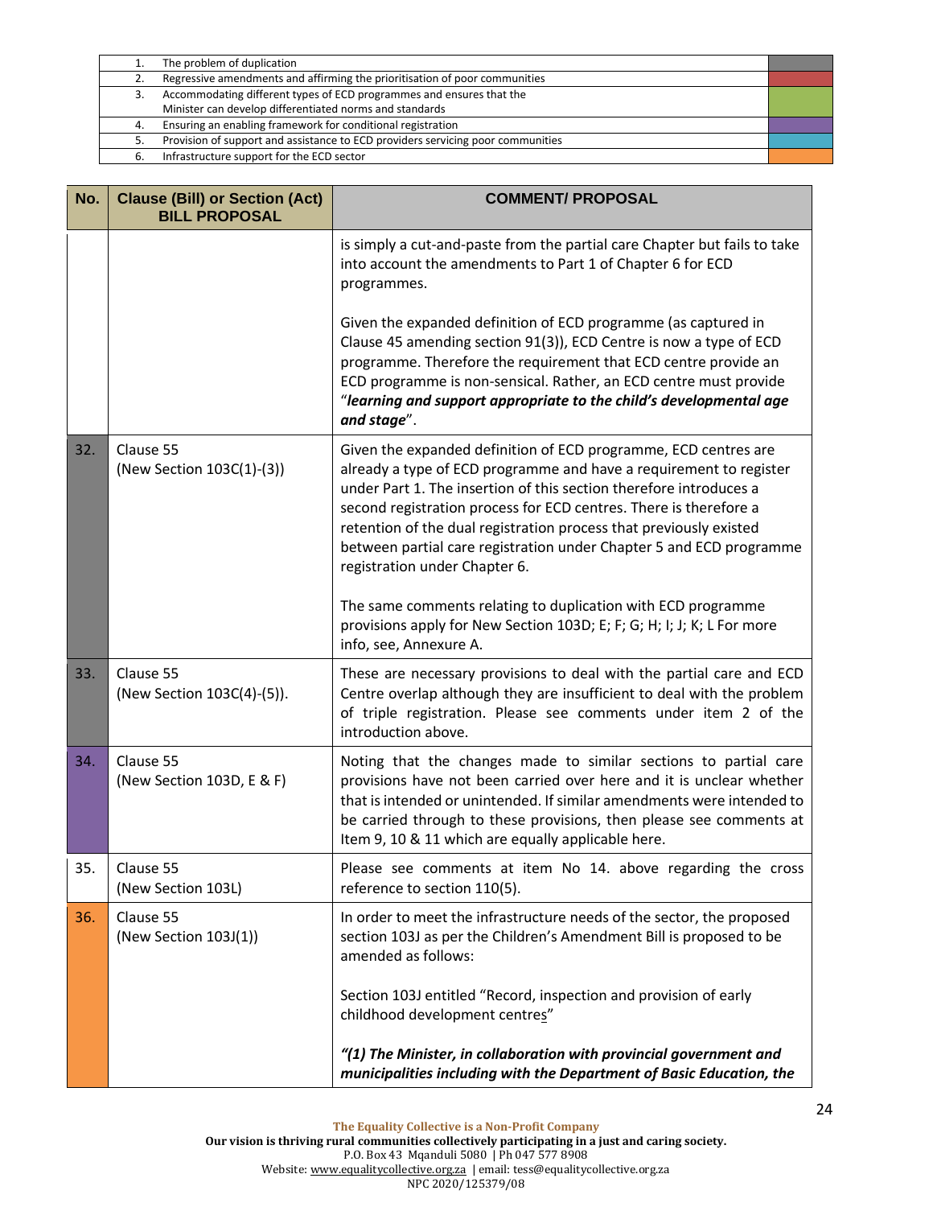| | | |
|---|---|---|
| 1. | The problem of duplication | |
| 2. | Regressive amendments and affirming the prioritisation of poor communities | |
| 3. | Accommodating different types of ECD programmes and ensures that the Minister can develop differentiated norms and standards | |
| 4. | Ensuring an enabling framework for conditional registration | |
| 5. | Provision of support and assistance to ECD providers servicing poor communities | |
| 6. | Infrastructure support for the ECD sector | |

| No. | Clause (Bill) or Section (Act) BILL PROPOSAL | COMMENT/ PROPOSAL |
|---|---|---|
| | | is simply a cut-and-paste from the partial care Chapter but fails to take into account the amendments to Part 1 of Chapter 6 for ECD programmes.<br><br>Given the expanded definition of ECD programme (as captured in Clause 45 amending section 91(3)), ECD Centre is now a type of ECD programme. Therefore the requirement that ECD centre provide an ECD programme is non-sensical. Rather, an ECD centre must provide "***learning and support appropriate to the child's developmental age and stage***". |
| 32. | Clause 55 (New Section 103C(1)-(3)) | Given the expanded definition of ECD programme, ECD centres are already a type of ECD programme and have a requirement to register under Part 1. The insertion of this section therefore introduces a second registration process for ECD centres. There is therefore a retention of the dual registration process that previously existed between partial care registration under Chapter 5 and ECD programme registration under Chapter 6.<br><br>The same comments relating to duplication with ECD programme provisions apply for New Section 103D; E; F; G; H; I; J; K; L For more info, see, Annexure A. |
| 33. | Clause 55 (New Section 103C(4)-(5)). | These are necessary provisions to deal with the partial care and ECD Centre overlap although they are insufficient to deal with the problem of triple registration. Please see comments under item 2 of the introduction above. |
| 34. | Clause 55 (New Section 103D, E & F) | Noting that the changes made to similar sections to partial care provisions have not been carried over here and it is unclear whether that is intended or unintended. If similar amendments were intended to be carried through to these provisions, then please see comments at Item 9, 10 & 11 which are equally applicable here. |
| 35. | Clause 55 (New Section 103L) | Please see comments at item No 14. above regarding the cross reference to section 110(5). |
| 36. | Clause 55 (New Section 103J(1)) | In order to meet the infrastructure needs of the sector, the proposed section 103J as per the Children's Amendment Bill is proposed to be amended as follows:<br><br>Section 103J entitled "Record, inspection and provision of early childhood development centres"<br><br>***"(1) The Minister, in collaboration with provincial government and municipalities including with the Department of Basic Education, the*** |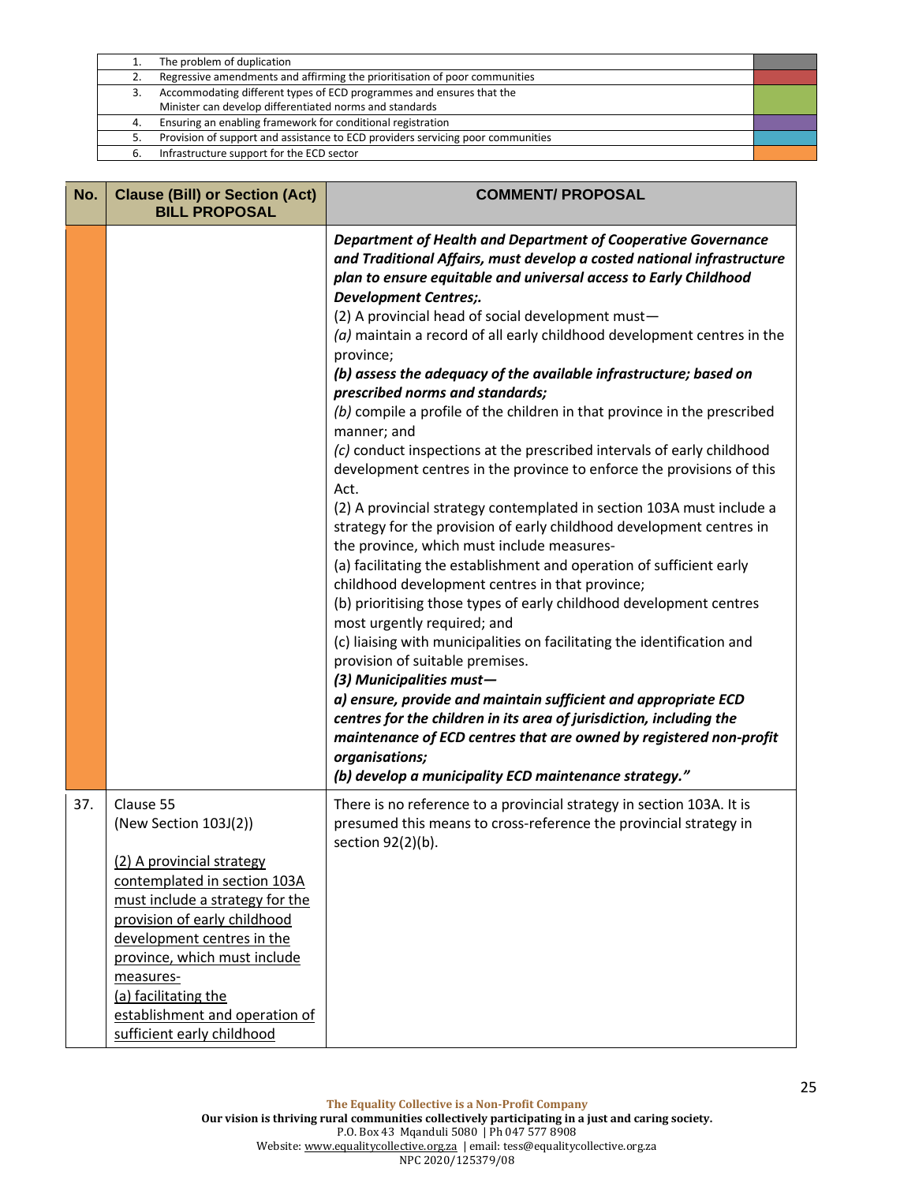| | |
|---|---|
| 1. The problem of duplication | |
| 2. Regressive amendments and affirming the prioritisation of poor communities | |
| 3. Accommodating different types of ECD programmes and ensures that the Minister can develop differentiated norms and standards | |
| 4. Ensuring an enabling framework for conditional registration | |
| 5. Provision of support and assistance to ECD providers servicing poor communities | |
| 6. Infrastructure support for the ECD sector | |

| No. | Clause (Bill) or Section (Act) BILL PROPOSAL | COMMENT/ PROPOSAL |
|---|---|---|
| | | ***Department of Health and Department of Cooperative Governance and Traditional Affairs, must develop a costed national infrastructure plan to ensure equitable and universal access to Early Childhood Development Centres;.*** <br> (2) A provincial head of social development must— <br> *(a)* maintain a record of all early childhood development centres in the province; <br> ***(b) assess the adequacy of the available infrastructure; based on prescribed norms and standards;*** <br> *(b)* compile a profile of the children in that province in the prescribed manner; and <br> *(c)* conduct inspections at the prescribed intervals of early childhood development centres in the province to enforce the provisions of this Act. <br> (2) A provincial strategy contemplated in section 103A must include a strategy for the provision of early childhood development centres in the province, which must include measures- <br> (a) facilitating the establishment and operation of sufficient early childhood development centres in that province; <br> (b) prioritising those types of early childhood development centres most urgently required; and <br> (c) liaising with municipalities on facilitating the identification and provision of suitable premises. <br> ***(3) Municipalities must—*** <br> ***a) ensure, provide and maintain sufficient and appropriate ECD centres for the children in its area of jurisdiction, including the maintenance of ECD centres that are owned by registered non-profit organisations;*** <br> ***(b) develop a municipality ECD maintenance strategy."*** |
| 37. | Clause 55 <br> (New Section 103J(2)) <br><br> <u>(2) A provincial strategy contemplated in section 103A must include a strategy for the provision of early childhood development centres in the province, which must include measures-</u> <br> <u>(a) facilitating the establishment and operation of sufficient early childhood</u> | There is no reference to a provincial strategy in section 103A. It is presumed this means to cross-reference the provincial strategy in section 92(2)(b). |

**The Equality Collective is a Non-Profit Company**
**Our vision is thriving rural communities collectively participating in a just and caring society.**
P.O. Box 43 Mqanduli 5080 | Ph 047 577 8908
Website: www.equalitycollective.org.za | email: tess@equalitycollective.org.za
NPC 2020/125379/08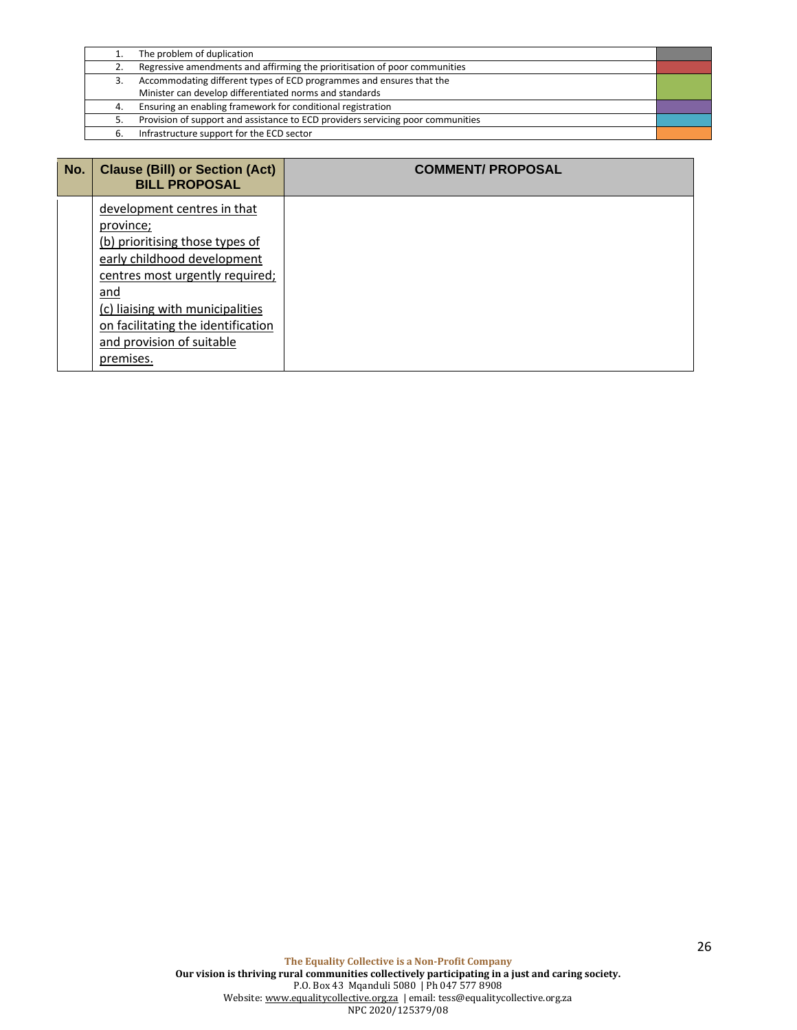| | | |
|---|---|---|
| 1. | The problem of duplication | |
| 2. | Regressive amendments and affirming the prioritisation of poor communities | |
| 3. | Accommodating different types of ECD programmes and ensures that the Minister can develop differentiated norms and standards | |
| 4. | Ensuring an enabling framework for conditional registration | |
| 5. | Provision of support and assistance to ECD providers servicing poor communities | |
| 6. | Infrastructure support for the ECD sector | |

| No. | Clause (Bill) or Section (Act) BILL PROPOSAL | COMMENT/ PROPOSAL |
|---|---|---|
| | development centres in that province; (b) prioritising those types of early childhood development centres most urgently required; and (c) liaising with municipalities on facilitating the identification and provision of suitable premises. | |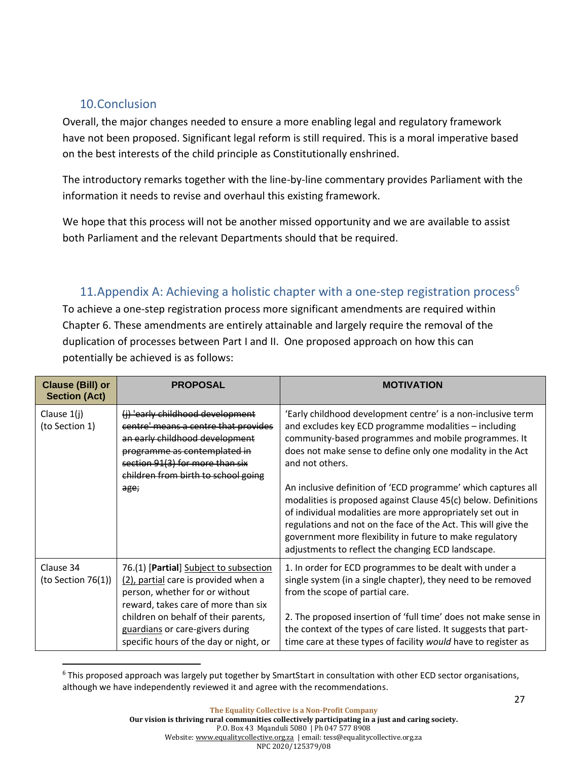## 10.Conclusion

Overall, the major changes needed to ensure a more enabling legal and regulatory framework have not been proposed. Significant legal reform is still required. This is a moral imperative based on the best interests of the child principle as Constitutionally enshrined.

The introductory remarks together with the line-by-line commentary provides Parliament with the information it needs to revise and overhaul this existing framework.

We hope that this process will not be another missed opportunity and we are available to assist both Parliament and the relevant Departments should that be required.

## 11.Appendix A: Achieving a holistic chapter with a one-step registration process[6]

To achieve a one-step registration process more significant amendments are required within Chapter 6. These amendments are entirely attainable and largely require the removal of the duplication of processes between Part I and II. One proposed approach on how this can potentially be achieved is as follows:

| Clause (Bill) or Section (Act) | PROPOSAL | MOTIVATION |
|---|---|---|
| Clause 1(j) (to Section 1) | ~~(j) 'early childhood development centre' means a centre that provides an early childhood development programme as contemplated in section 91(3) for more than six children from birth to school going age;~~ | 'Early childhood development centre' is a non-inclusive term and excludes key ECD programme modalities – including community-based programmes and mobile programmes. It does not make sense to define only one modality in the Act and not others.<br><br>An inclusive definition of 'ECD programme' which captures all modalities is proposed against Clause 45(c) below. Definitions of individual modalities are more appropriately set out in regulations and not on the face of the Act. This will give the government more flexibility in future to make regulatory adjustments to reflect the changing ECD landscape. |
| Clause 34 (to Section 76(1)) | 76.(1) [**Partial**] <u>Subject to subsection (2), partial</u> care is provided when a person, whether for or without reward, takes care of more than six children on behalf of their parents, <u>guardians</u> or care-givers during specific hours of the day or night, or | 1. In order for ECD programmes to be dealt with under a single system (in a single chapter), they need to be removed from the scope of partial care.<br><br>2. The proposed insertion of 'full time' does not make sense in the context of the types of care listed. It suggests that part-time care at these types of facility *would* have to register as |

[6] This proposed approach was largely put together by SmartStart in consultation with other ECD sector organisations, although we have independently reviewed it and agree with the recommendations.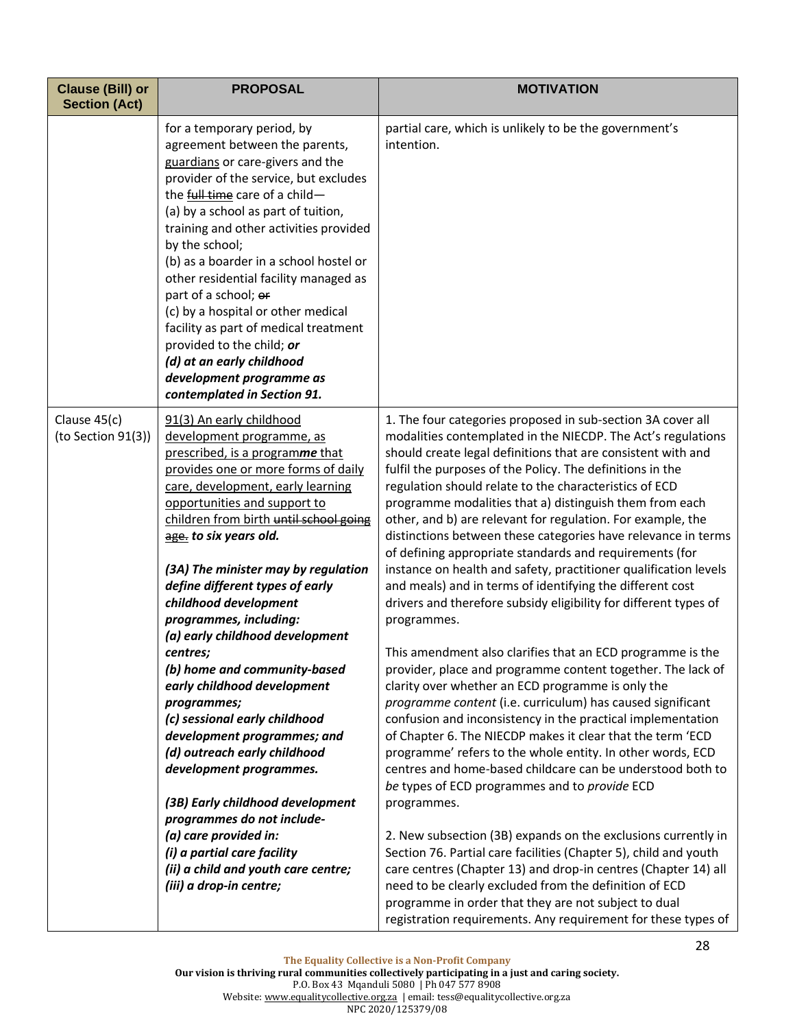| Clause (Bill) or Section (Act) | PROPOSAL | MOTIVATION |
|---|---|---|
| | for a temporary period, by agreement between the parents, <u>guardians</u> or care-givers and the provider of the service, but excludes the ~~full time~~ care of a child—<br>(a) by a school as part of tuition, training and other activities provided by the school;<br>(b) as a boarder in a school hostel or other residential facility managed as part of a school; ~~or~~<br>(c) by a hospital or other medical facility as part of medical treatment provided to the child; ***or***<br>***(d) at an early childhood development programme as contemplated in Section 91.*** | partial care, which is unlikely to be the government's intention. |
| Clause 45(c) (to Section 91(3)) | <u>91(3) An early childhood development programme, as prescribed, is a program</u>***me*** <u>that provides one or more forms of daily care, development, early learning opportunities and support to children from birth</u> ~~until school going age.~~ ***to six years old.***<br><br>***(3A) The minister may by regulation define different types of early childhood development programmes, including:***<br>***(a) early childhood development centres;***<br>***(b) home and community-based early childhood development programmes;***<br>***(c) sessional early childhood development programmes; and***<br>***(d) outreach early childhood development programmes.***<br><br>***(3B) Early childhood development programmes do not include-***<br>***(a) care provided in:***<br>***(i) a partial care facility***<br>***(ii) a child and youth care centre;***<br>***(iii) a drop-in centre;*** | 1. The four categories proposed in sub-section 3A cover all modalities contemplated in the NIECDP. The Act's regulations should create legal definitions that are consistent with and fulfil the purposes of the Policy. The definitions in the regulation should relate to the characteristics of ECD programme modalities that a) distinguish them from each other, and b) are relevant for regulation. For example, the distinctions between these categories have relevance in terms of defining appropriate standards and requirements (for instance on health and safety, practitioner qualification levels and meals) and in terms of identifying the different cost drivers and therefore subsidy eligibility for different types of programmes.<br><br>This amendment also clarifies that an ECD programme is the provider, place and programme content together. The lack of clarity over whether an ECD programme is only the *programme content* (i.e. curriculum) has caused significant confusion and inconsistency in the practical implementation of Chapter 6. The NIECDP makes it clear that the term 'ECD programme' refers to the whole entity. In other words, ECD centres and home-based childcare can be understood both to *be* types of ECD programmes and to *provide* ECD programmes.<br><br>2. New subsection (3B) expands on the exclusions currently in Section 76. Partial care facilities (Chapter 5), child and youth care centres (Chapter 13) and drop-in centres (Chapter 14) all need to be clearly excluded from the definition of ECD programme in order that they are not subject to dual registration requirements. Any requirement for these types of |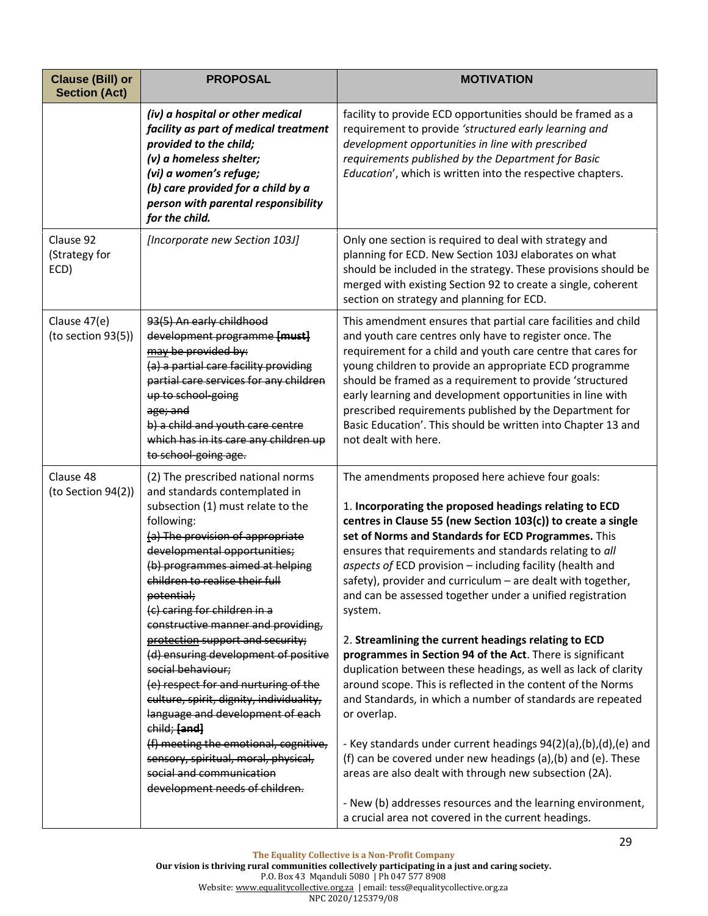| Clause (Bill) or Section (Act) | PROPOSAL | MOTIVATION |
|---|---|---|
| | ***(iv) a hospital or other medical facility as part of medical treatment provided to the child;*** ***(v) a homeless shelter;*** ***(vi) a women's refuge;*** ***(b) care provided for a child by a person with parental responsibility for the child.*** | facility to provide ECD opportunities should be framed as a requirement to provide *'structured early learning and development opportunities in line with prescribed requirements published by the Department for Basic Education*', which is written into the respective chapters. |
| Clause 92 (Strategy for ECD) | *[Incorporate new Section 103J]* | Only one section is required to deal with strategy and planning for ECD. New Section 103J elaborates on what should be included in the strategy. These provisions should be merged with existing Section 92 to create a single, coherent section on strategy and planning for ECD. |
| Clause 47(e) (to section 93(5)) | ~~93(5) An early childhood development programme~~ ~~**[must]**~~ ~~may be provided by:~~ ~~(a) a partial care facility providing partial care services for any children up to school-going age; and~~ ~~b) a child and youth care centre which has in its care any children up to school-going age.~~ | This amendment ensures that partial care facilities and child and youth care centres only have to register once. The requirement for a child and youth care centre that cares for young children to provide an appropriate ECD programme should be framed as a requirement to provide 'structured early learning and development opportunities in line with prescribed requirements published by the Department for Basic Education'. This should be written into Chapter 13 and not dealt with here. |
| Clause 48 (to Section 94(2)) | (2) The prescribed national norms and standards contemplated in subsection (1) must relate to the following: ~~(a) The provision of appropriate developmental opportunities;~~ ~~(b) programmes aimed at helping children to realise their full potential;~~ ~~(c) caring for children in a constructive manner and providing,~~ ~~protection~~ ~~support and security;~~ ~~(d) ensuring development of positive social behaviour;~~ ~~(e) respect for and nurturing of the culture, spirit, dignity, individuality, language and development of each child;~~ ~~**[and]**~~ ~~(f) meeting the emotional, cognitive, sensory, spiritual, moral, physical, social and communication development needs of children.~~ | The amendments proposed here achieve four goals:<br><br>1. **Incorporating the proposed headings relating to ECD centres in Clause 55 (new Section 103(c)) to create a single set of Norms and Standards for ECD Programmes.** This ensures that requirements and standards relating to *all aspects of* ECD provision – including facility (health and safety), provider and curriculum – are dealt with together, and can be assessed together under a unified registration system.<br><br>2. **Streamlining the current headings relating to ECD programmes in Section 94 of the Act**. There is significant duplication between these headings, as well as lack of clarity around scope. This is reflected in the content of the Norms and Standards, in which a number of standards are repeated or overlap.<br><br>- Key standards under current headings 94(2)(a),(b),(d),(e) and (f) can be covered under new headings (a),(b) and (e). These areas are also dealt with through new subsection (2A).<br><br>- New (b) addresses resources and the learning environment, a crucial area not covered in the current headings. |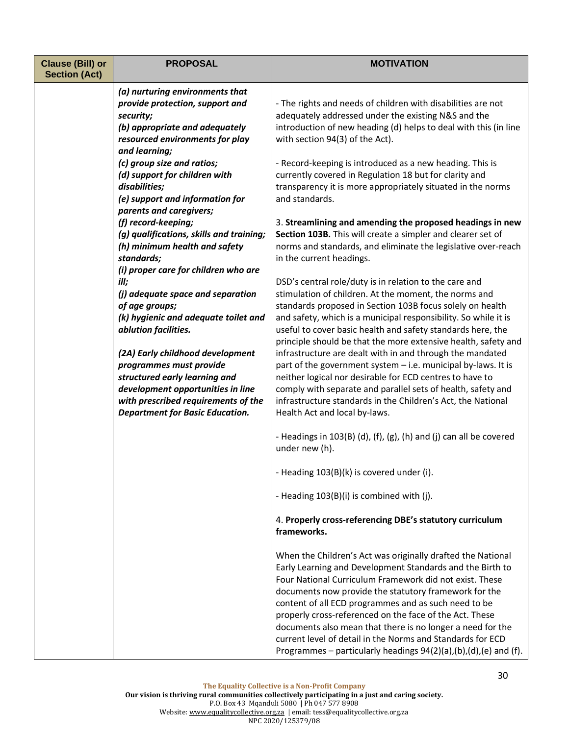| Clause (Bill) or Section (Act) | PROPOSAL | MOTIVATION |
|---|---|---|
| | ***(a) nurturing environments that provide protection, support and security;***<br>***(b) appropriate and adequately resourced environments for play and learning;***<br>***(c) group size and ratios;***<br>***(d) support for children with disabilities;***<br>***(e) support and information for parents and caregivers;***<br>***(f) record-keeping;***<br>***(g) qualifications, skills and training;***<br>***(h) minimum health and safety standards;***<br>***(i) proper care for children who are ill;***<br>***(j) adequate space and separation of age groups;***<br>***(k) hygienic and adequate toilet and ablution facilities.***<br><br>***(2A) Early childhood development programmes must provide structured early learning and development opportunities in line with prescribed requirements of the Department for Basic Education.*** | - The rights and needs of children with disabilities are not adequately addressed under the existing N&S and the introduction of new heading (d) helps to deal with this (in line with section 94(3) of the Act).<br><br>- Record-keeping is introduced as a new heading. This is currently covered in Regulation 18 but for clarity and transparency it is more appropriately situated in the norms and standards.<br><br>3. **Streamlining and amending the proposed headings in new Section 103B.** This will create a simpler and clearer set of norms and standards, and eliminate the legislative over-reach in the current headings.<br><br>DSD's central role/duty is in relation to the care and stimulation of children. At the moment, the norms and standards proposed in Section 103B focus solely on health and safety, which is a municipal responsibility. So while it is useful to cover basic health and safety standards here, the principle should be that the more extensive health, safety and infrastructure are dealt with in and through the mandated part of the government system – i.e. municipal by-laws. It is neither logical nor desirable for ECD centres to have to comply with separate and parallel sets of health, safety and infrastructure standards in the Children's Act, the National Health Act and local by-laws.<br><br>- Headings in 103(B) (d), (f), (g), (h) and (j) can all be covered under new (h).<br><br>- Heading 103(B)(k) is covered under (i).<br><br>- Heading 103(B)(i) is combined with (j).<br><br>4. **Properly cross-referencing DBE's statutory curriculum frameworks.**<br><br>When the Children's Act was originally drafted the National Early Learning and Development Standards and the Birth to Four National Curriculum Framework did not exist. These documents now provide the statutory framework for the content of all ECD programmes and as such need to be properly cross-referenced on the face of the Act. These documents also mean that there is no longer a need for the current level of detail in the Norms and Standards for ECD Programmes – particularly headings 94(2)(a),(b),(d),(e) and (f). |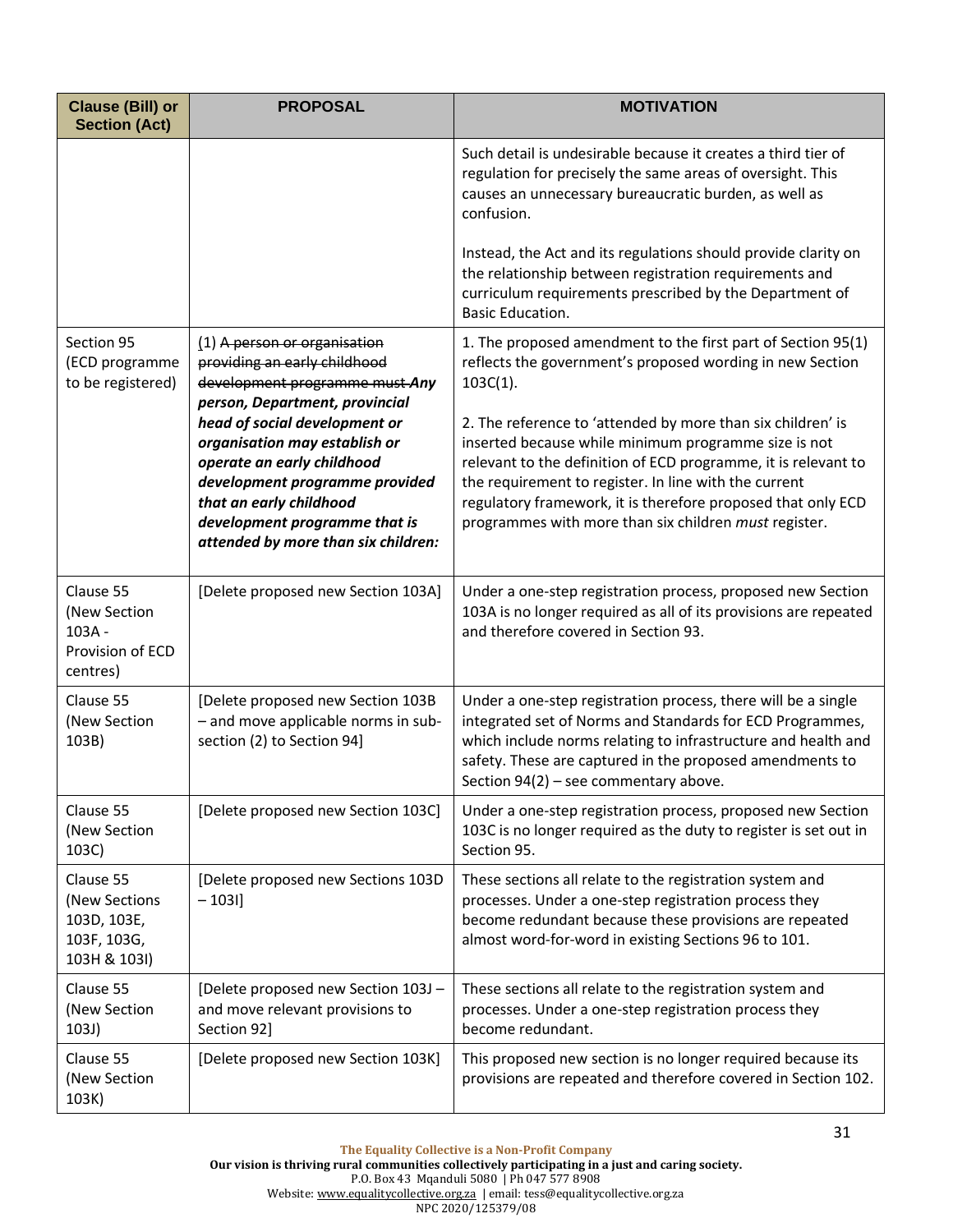| Clause (Bill) or Section (Act) | PROPOSAL | MOTIVATION |
|---|---|---|
| | | Such detail is undesirable because it creates a third tier of regulation for precisely the same areas of oversight. This causes an unnecessary bureaucratic burden, as well as confusion.<br><br>Instead, the Act and its regulations should provide clarity on the relationship between registration requirements and curriculum requirements prescribed by the Department of Basic Education. |
| Section 95 (ECD programme to be registered) | (1) ~~A person or organisation providing an early childhood development programme must~~ ***Any person, Department, provincial head of social development or organisation may establish or operate an early childhood development programme provided that an early childhood development programme that is attended by more than six children:*** | 1. The proposed amendment to the first part of Section 95(1) reflects the government's proposed wording in new Section 103C(1).<br><br>2. The reference to 'attended by more than six children' is inserted because while minimum programme size is not relevant to the definition of ECD programme, it is relevant to the requirement to register. In line with the current regulatory framework, it is therefore proposed that only ECD programmes with more than six children *must* register. |
| Clause 55 (New Section 103A - Provision of ECD centres) | [Delete proposed new Section 103A] | Under a one-step registration process, proposed new Section 103A is no longer required as all of its provisions are repeated and therefore covered in Section 93. |
| Clause 55 (New Section 103B) | [Delete proposed new Section 103B – and move applicable norms in sub-section (2) to Section 94] | Under a one-step registration process, there will be a single integrated set of Norms and Standards for ECD Programmes, which include norms relating to infrastructure and health and safety. These are captured in the proposed amendments to Section 94(2) – see commentary above. |
| Clause 55 (New Section 103C) | [Delete proposed new Section 103C] | Under a one-step registration process, proposed new Section 103C is no longer required as the duty to register is set out in Section 95. |
| Clause 55 (New Sections 103D, 103E, 103F, 103G, 103H & 103I) | [Delete proposed new Sections 103D – 103I] | These sections all relate to the registration system and processes. Under a one-step registration process they become redundant because these provisions are repeated almost word-for-word in existing Sections 96 to 101. |
| Clause 55 (New Section 103J) | [Delete proposed new Section 103J – and move relevant provisions to Section 92] | These sections all relate to the registration system and processes. Under a one-step registration process they become redundant. |
| Clause 55 (New Section 103K) | [Delete proposed new Section 103K] | This proposed new section is no longer required because its provisions are repeated and therefore covered in Section 102. |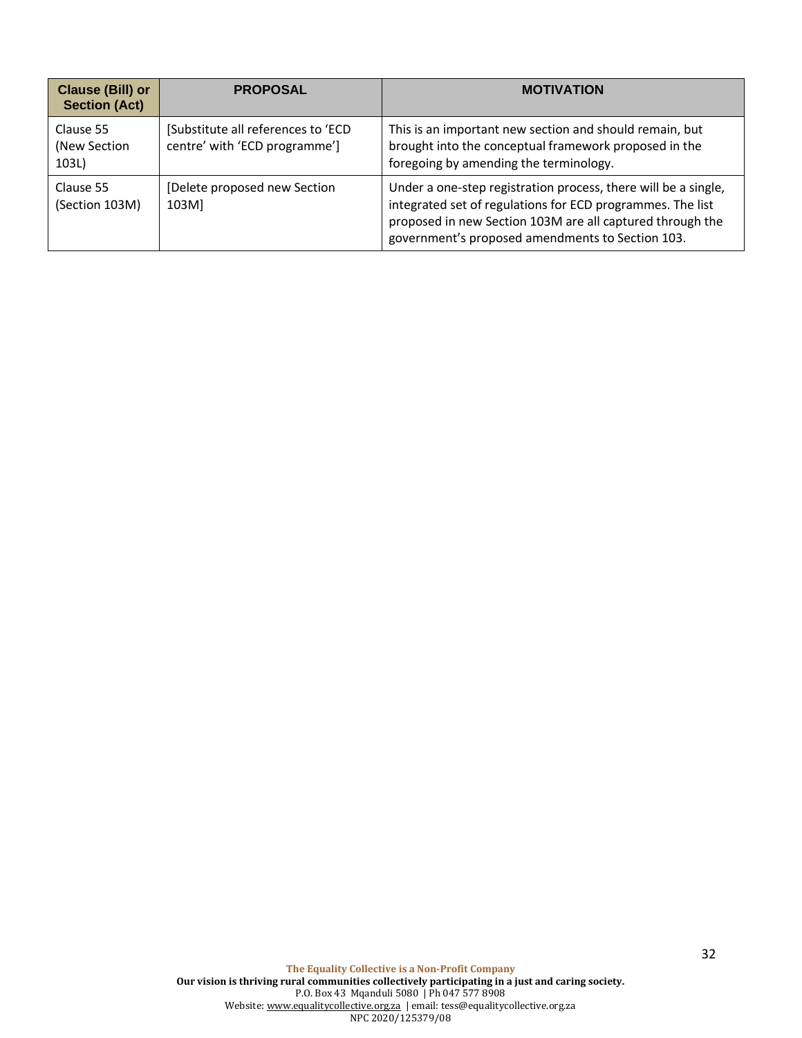| Clause (Bill) or Section (Act) | PROPOSAL | MOTIVATION |
|---|---|---|
| Clause 55 (New Section 103L) | [Substitute all references to 'ECD centre' with 'ECD programme'] | This is an important new section and should remain, but brought into the conceptual framework proposed in the foregoing by amending the terminology. |
| Clause 55 (Section 103M) | [Delete proposed new Section 103M] | Under a one-step registration process, there will be a single, integrated set of regulations for ECD programmes. The list proposed in new Section 103M are all captured through the government's proposed amendments to Section 103. |